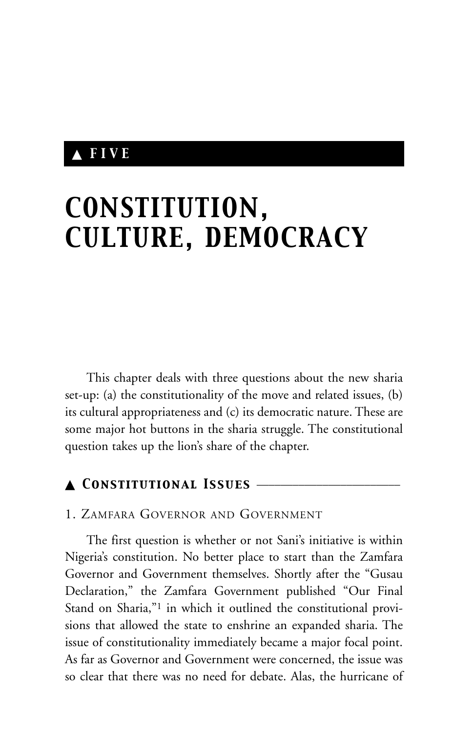# ▲ FIVE

# CONSTITUTION, CULTURE, DEMOCRACY

This chapter deals with three questions about the new sharia set-up: (a) the constitutionality of the move and related issues, (b) its cultural appropriateness and (c) its democratic nature. These are some major hot buttons in the sharia struggle. The constitutional question takes up the lion's share of the chapter.

## ▲ *Constitutional Issues*

### 1. Zamfara Governor and Government

The first question is whether or not Sani's initiative is within Nigeria's constitution. No better place to start than the Zamfara Governor and Government themselves. Shortly after the "Gusau Declaration," the Zamfara Government published "Our Final Stand on Sharia,"[1] in which it outlined the constitutional provisions that allowed the state to enshrine an expanded sharia. The issue of constitutionality immediately became a major focal point. As far as Governor and Government were concerned, the issue was so clear that there was no need for debate. Alas, the hurricane of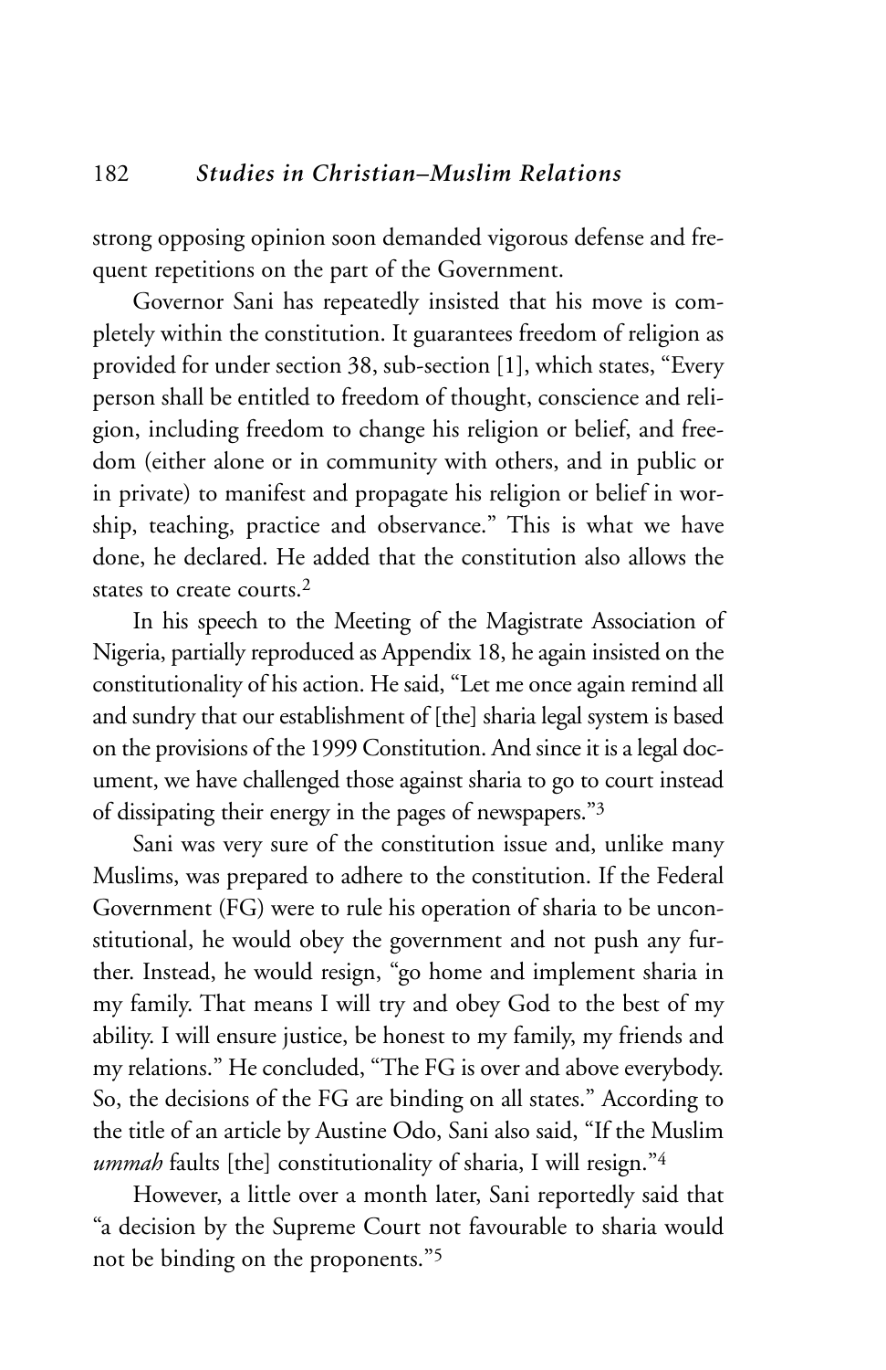strong opposing opinion soon demanded vigorous defense and frequent repetitions on the part of the Government.

Governor Sani has repeatedly insisted that his move is completely within the constitution. It guarantees freedom of religion as provided for under section 38, sub-section [1], which states, "Every person shall be entitled to freedom of thought, conscience and religion, including freedom to change his religion or belief, and freedom (either alone or in community with others, and in public or in private) to manifest and propagate his religion or belief in worship, teaching, practice and observance." This is what we have done, he declared. He added that the constitution also allows the states to create courts.[2]

In his speech to the Meeting of the Magistrate Association of Nigeria, partially reproduced as Appendix 18, he again insisted on the constitutionality of his action. He said, "Let me once again remind all and sundry that our establishment of [the] sharia legal system is based on the provisions of the 1999 Constitution. And since it is a legal document, we have challenged those against sharia to go to court instead of dissipating their energy in the pages of newspapers."[3]

Sani was very sure of the constitution issue and, unlike many Muslims, was prepared to adhere to the constitution. If the Federal Government (FG) were to rule his operation of sharia to be unconstitutional, he would obey the government and not push any further. Instead, he would resign, "go home and implement sharia in my family. That means I will try and obey God to the best of my ability. I will ensure justice, be honest to my family, my friends and my relations." He concluded, "The FG is over and above everybody. So, the decisions of the FG are binding on all states." According to the title of an article by Austine Odo, Sani also said, "If the Muslim *ummah* faults [the] constitutionality of sharia, I will resign."[4]

However, a little over a month later, Sani reportedly said that "a decision by the Supreme Court not favourable to sharia would not be binding on the proponents."[5]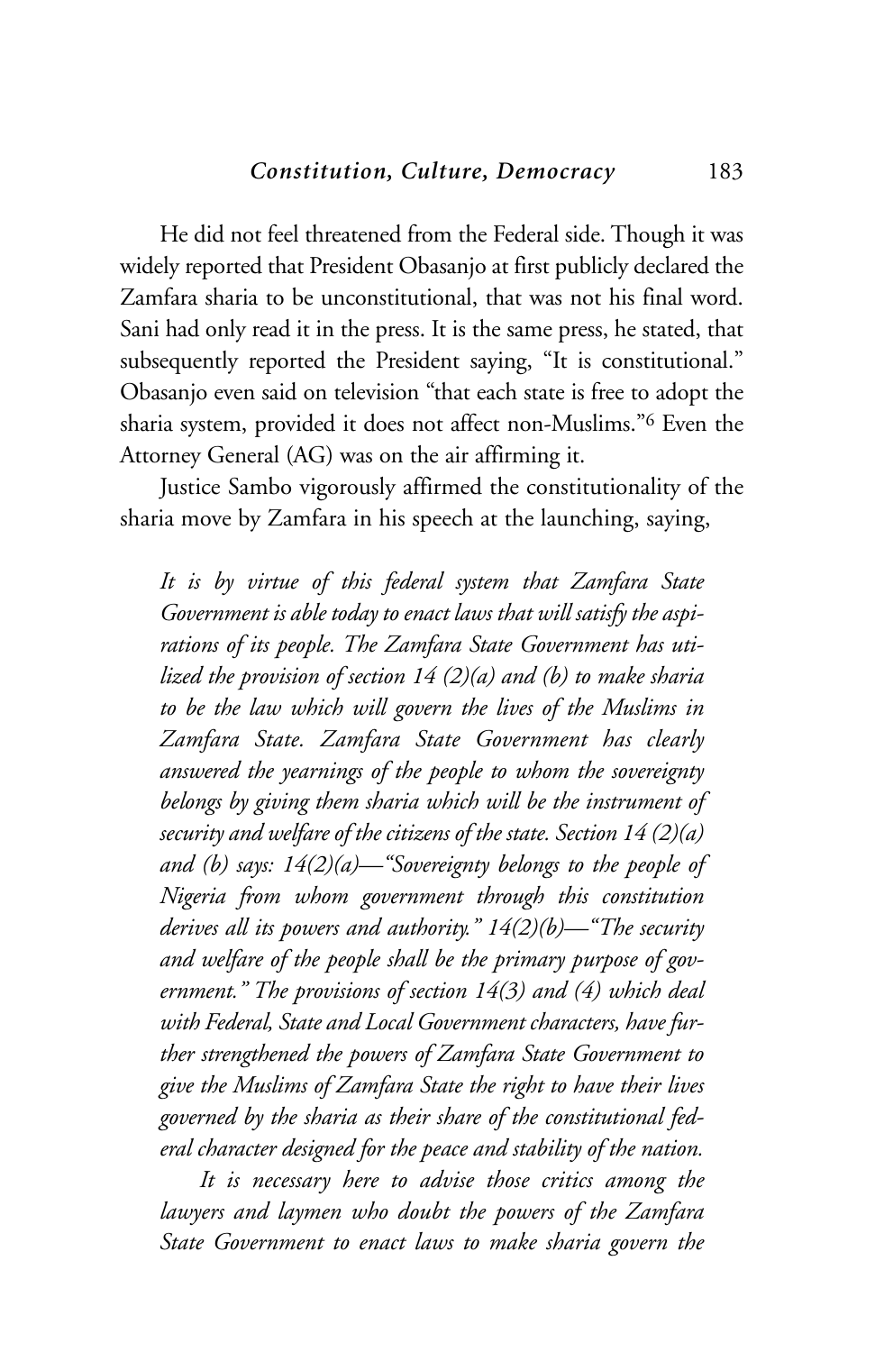He did not feel threatened from the Federal side. Though it was widely reported that President Obasanjo at first publicly declared the Zamfara sharia to be unconstitutional, that was not his final word. Sani had only read it in the press. It is the same press, he stated, that subsequently reported the President saying, "It is constitutional." Obasanjo even said on television "that each state is free to adopt the sharia system, provided it does not affect non-Muslims."[6] Even the Attorney General (AG) was on the air affirming it.

Justice Sambo vigorously affirmed the constitutionality of the sharia move by Zamfara in his speech at the launching, saying,

*It is by virtue of this federal system that Zamfara State Government is able today to enact laws that will satisfy the aspirations of its people. The Zamfara State Government has utilized the provision of section 14 (2)(a) and (b) to make sharia to be the law which will govern the lives of the Muslims in Zamfara State. Zamfara State Government has clearly answered the yearnings of the people to whom the sovereignty belongs by giving them sharia which will be the instrument of security and welfare of the citizens of the state. Section 14 (2)(a) and (b) says: 14(2)(a)—"Sovereignty belongs to the people of Nigeria from whom government through this constitution derives all its powers and authority." 14(2)(b)—"The security and welfare of the people shall be the primary purpose of government." The provisions of section 14(3) and (4) which deal with Federal, State and Local Government characters, have further strengthened the powers of Zamfara State Government to give the Muslims of Zamfara State the right to have their lives governed by the sharia as their share of the constitutional federal character designed for the peace and stability of the nation.*

*It is necessary here to advise those critics among the lawyers and laymen who doubt the powers of the Zamfara State Government to enact laws to make sharia govern the*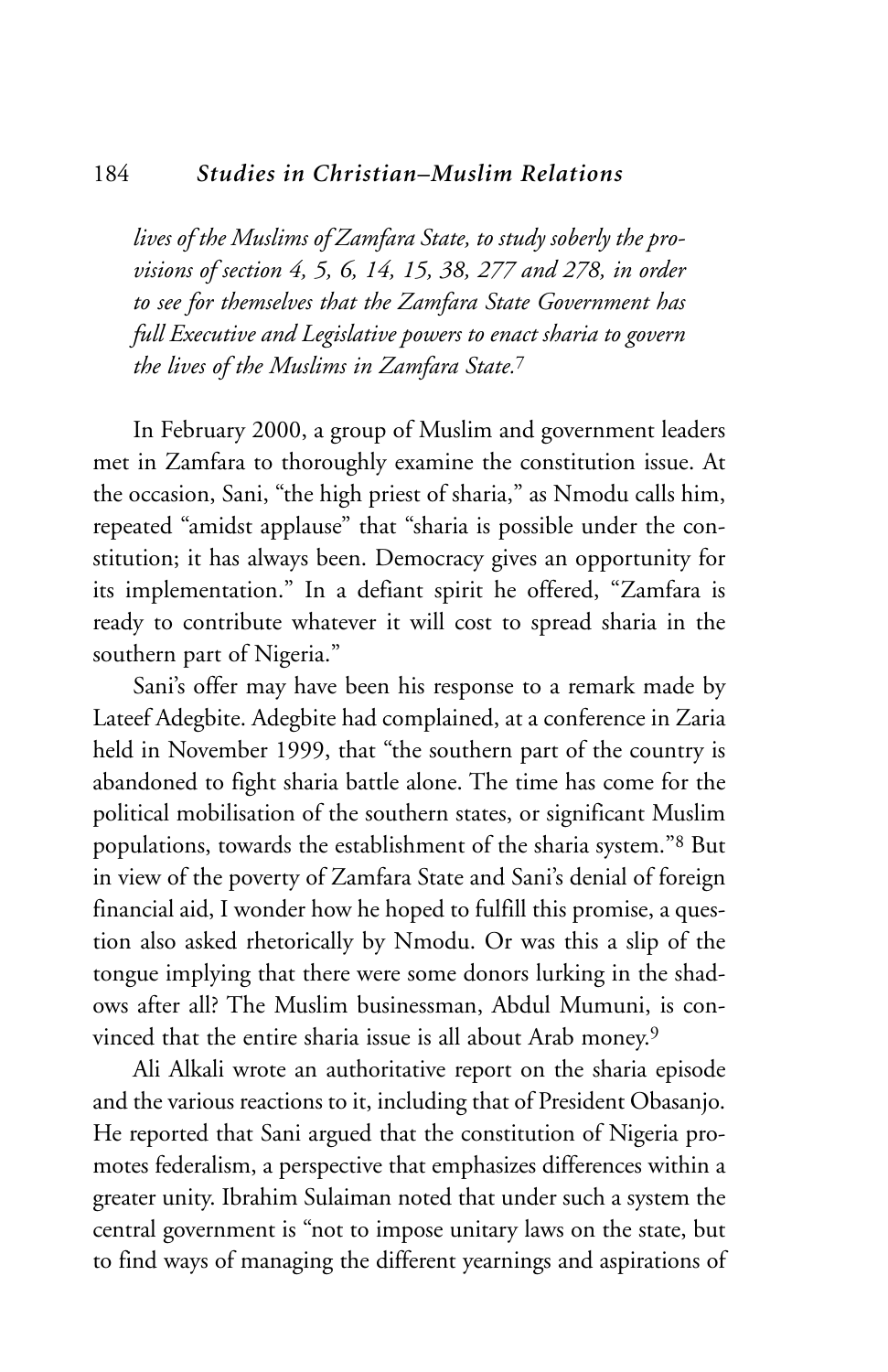*lives of the Muslims of Zamfara State, to study soberly the provisions of section 4, 5, 6, 14, 15, 38, 277 and 278, in order to see for themselves that the Zamfara State Government has full Executive and Legislative powers to enact sharia to govern the lives of the Muslims in Zamfara State.*[7]

In February 2000, a group of Muslim and government leaders met in Zamfara to thoroughly examine the constitution issue. At the occasion, Sani, "the high priest of sharia," as Nmodu calls him, repeated "amidst applause" that "sharia is possible under the constitution; it has always been. Democracy gives an opportunity for its implementation." In a defiant spirit he offered, "Zamfara is ready to contribute whatever it will cost to spread sharia in the southern part of Nigeria."

Sani's offer may have been his response to a remark made by Lateef Adegbite. Adegbite had complained, at a conference in Zaria held in November 1999, that "the southern part of the country is abandoned to fight sharia battle alone. The time has come for the political mobilisation of the southern states, or significant Muslim populations, towards the establishment of the sharia system."[8] But in view of the poverty of Zamfara State and Sani's denial of foreign financial aid, I wonder how he hoped to fulfill this promise, a question also asked rhetorically by Nmodu. Or was this a slip of the tongue implying that there were some donors lurking in the shadows after all? The Muslim businessman, Abdul Mumuni, is convinced that the entire sharia issue is all about Arab money.[9]

Ali Alkali wrote an authoritative report on the sharia episode and the various reactions to it, including that of President Obasanjo. He reported that Sani argued that the constitution of Nigeria promotes federalism, a perspective that emphasizes differences within a greater unity. Ibrahim Sulaiman noted that under such a system the central government is "not to impose unitary laws on the state, but to find ways of managing the different yearnings and aspirations of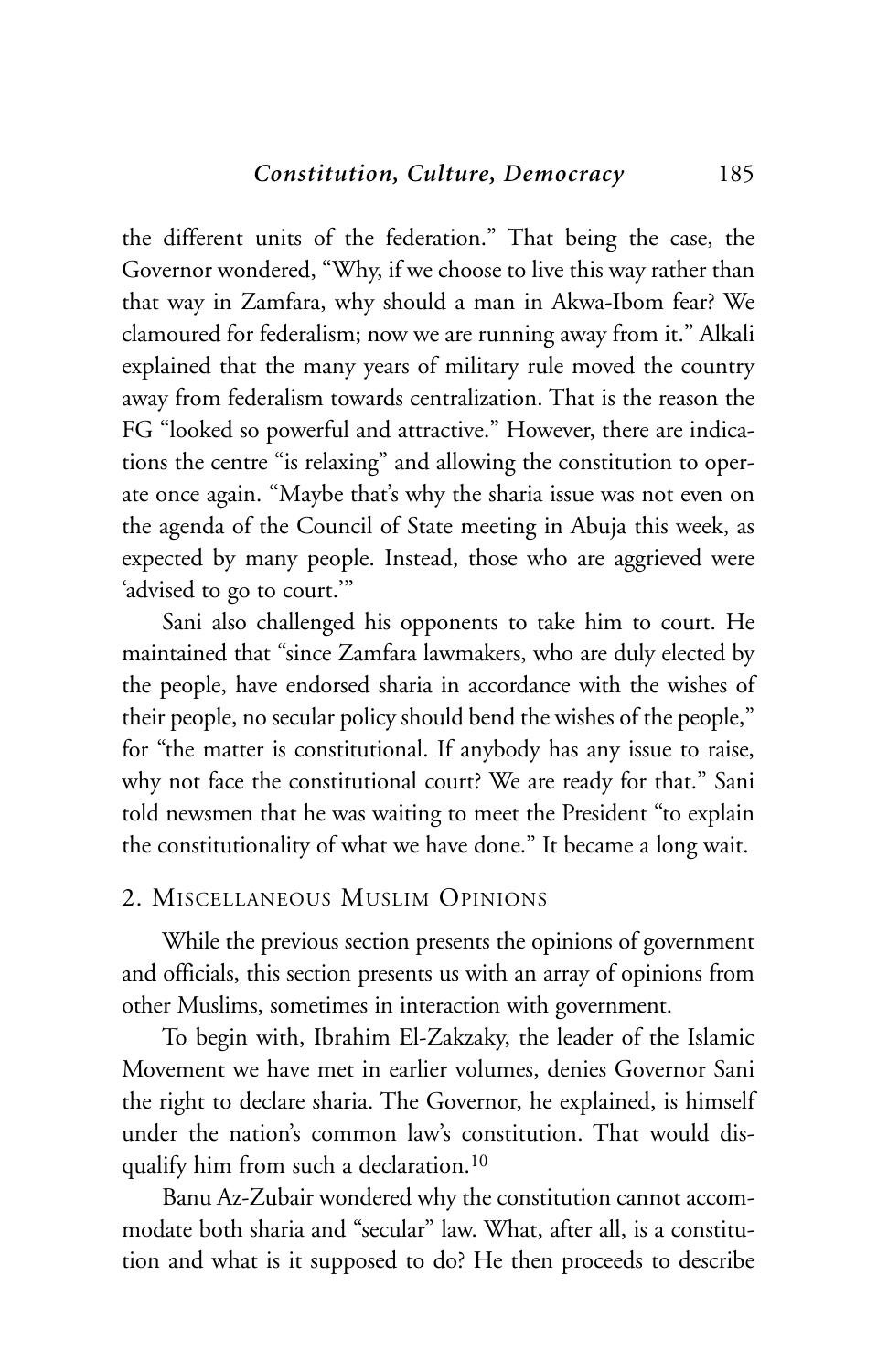the different units of the federation." That being the case, the Governor wondered, "Why, if we choose to live this way rather than that way in Zamfara, why should a man in Akwa-Ibom fear? We clamoured for federalism; now we are running away from it." Alkali explained that the many years of military rule moved the country away from federalism towards centralization. That is the reason the FG "looked so powerful and attractive." However, there are indications the centre "is relaxing" and allowing the constitution to operate once again. "Maybe that's why the sharia issue was not even on the agenda of the Council of State meeting in Abuja this week, as expected by many people. Instead, those who are aggrieved were 'advised to go to court.'"

Sani also challenged his opponents to take him to court. He maintained that "since Zamfara lawmakers, who are duly elected by the people, have endorsed sharia in accordance with the wishes of their people, no secular policy should bend the wishes of the people," for "the matter is constitutional. If anybody has any issue to raise, why not face the constitutional court? We are ready for that." Sani told newsmen that he was waiting to meet the President "to explain the constitutionality of what we have done." It became a long wait.

## 2. Miscellaneous Muslim Opinions

While the previous section presents the opinions of government and officials, this section presents us with an array of opinions from other Muslims, sometimes in interaction with government.

To begin with, Ibrahim El-Zakzaky, the leader of the Islamic Movement we have met in earlier volumes, denies Governor Sani the right to declare sharia. The Governor, he explained, is himself under the nation's common law's constitution. That would disqualify him from such a declaration.[10]

Banu Az-Zubair wondered why the constitution cannot accommodate both sharia and "secular" law. What, after all, is a constitution and what is it supposed to do? He then proceeds to describe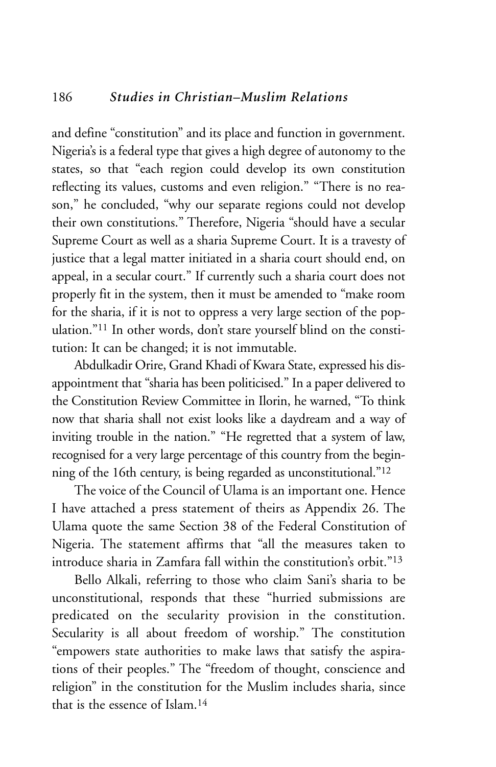and define "constitution" and its place and function in government. Nigeria's is a federal type that gives a high degree of autonomy to the states, so that "each region could develop its own constitution reflecting its values, customs and even religion." "There is no reason," he concluded, "why our separate regions could not develop their own constitutions." Therefore, Nigeria "should have a secular Supreme Court as well as a sharia Supreme Court. It is a travesty of justice that a legal matter initiated in a sharia court should end, on appeal, in a secular court." If currently such a sharia court does not properly fit in the system, then it must be amended to "make room for the sharia, if it is not to oppress a very large section of the population."[11] In other words, don't stare yourself blind on the constitution: It can be changed; it is not immutable.

Abdulkadir Orire, Grand Khadi of Kwara State, expressed his disappointment that "sharia has been politicised." In a paper delivered to the Constitution Review Committee in Ilorin, he warned, "To think now that sharia shall not exist looks like a daydream and a way of inviting trouble in the nation." "He regretted that a system of law, recognised for a very large percentage of this country from the beginning of the 16th century, is being regarded as unconstitutional."[12]

The voice of the Council of Ulama is an important one. Hence I have attached a press statement of theirs as Appendix 26. The Ulama quote the same Section 38 of the Federal Constitution of Nigeria. The statement affirms that "all the measures taken to introduce sharia in Zamfara fall within the constitution's orbit."[13]

Bello Alkali, referring to those who claim Sani's sharia to be unconstitutional, responds that these "hurried submissions are predicated on the secularity provision in the constitution. Secularity is all about freedom of worship." The constitution "empowers state authorities to make laws that satisfy the aspirations of their peoples." The "freedom of thought, conscience and religion" in the constitution for the Muslim includes sharia, since that is the essence of Islam.[14]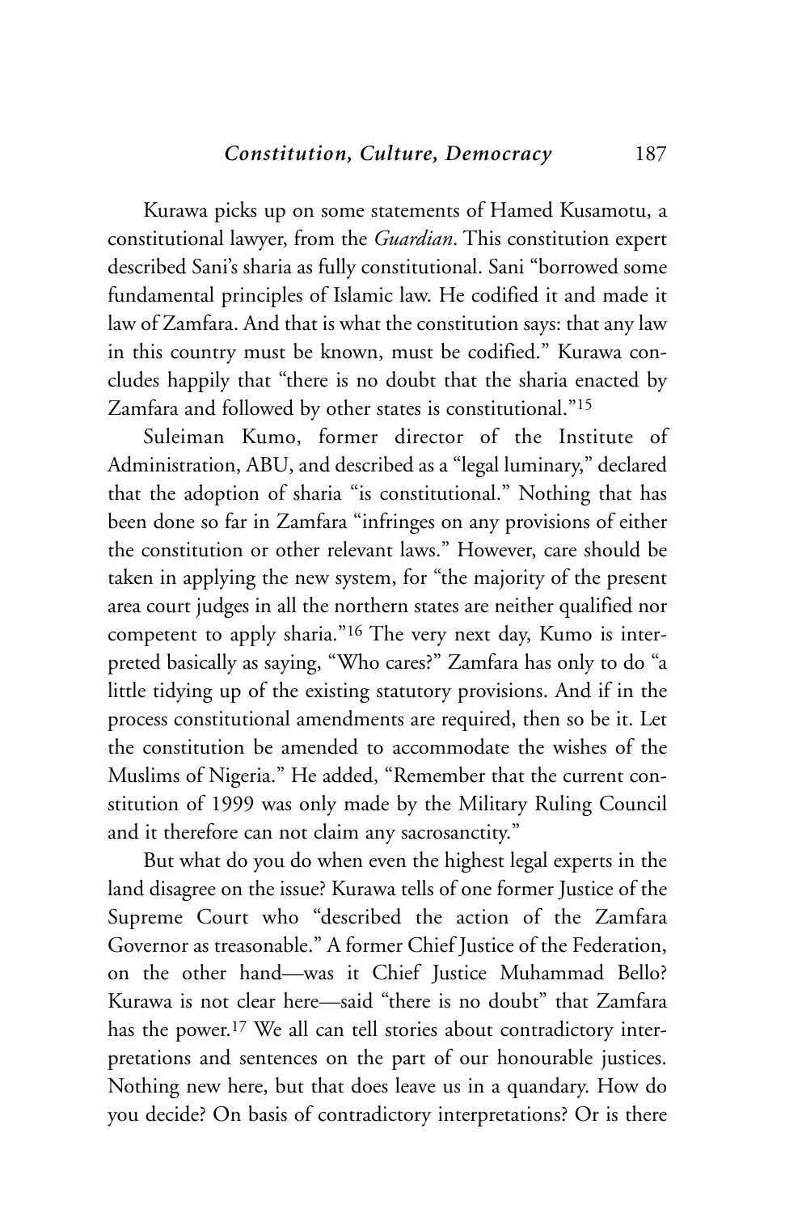Kurawa picks up on some statements of Hamed Kusamotu, a constitutional lawyer, from the *Guardian*. This constitution expert described Sani's sharia as fully constitutional. Sani "borrowed some fundamental principles of Islamic law. He codified it and made it law of Zamfara. And that is what the constitution says: that any law in this country must be known, must be codified." Kurawa concludes happily that "there is no doubt that the sharia enacted by Zamfara and followed by other states is constitutional."[15]

Suleiman Kumo, former director of the Institute of Administration, ABU, and described as a "legal luminary," declared that the adoption of sharia "is constitutional." Nothing that has been done so far in Zamfara "infringes on any provisions of either the constitution or other relevant laws." However, care should be taken in applying the new system, for "the majority of the present area court judges in all the northern states are neither qualified nor competent to apply sharia."[16] The very next day, Kumo is interpreted basically as saying, "Who cares?" Zamfara has only to do "a little tidying up of the existing statutory provisions. And if in the process constitutional amendments are required, then so be it. Let the constitution be amended to accommodate the wishes of the Muslims of Nigeria." He added, "Remember that the current constitution of 1999 was only made by the Military Ruling Council and it therefore can not claim any sacrosanctity."

But what do you do when even the highest legal experts in the land disagree on the issue? Kurawa tells of one former Justice of the Supreme Court who "described the action of the Zamfara Governor as treasonable." A former Chief Justice of the Federation, on the other hand—was it Chief Justice Muhammad Bello? Kurawa is not clear here—said "there is no doubt" that Zamfara has the power.[17] We all can tell stories about contradictory interpretations and sentences on the part of our honourable justices. Nothing new here, but that does leave us in a quandary. How do you decide? On basis of contradictory interpretations? Or is there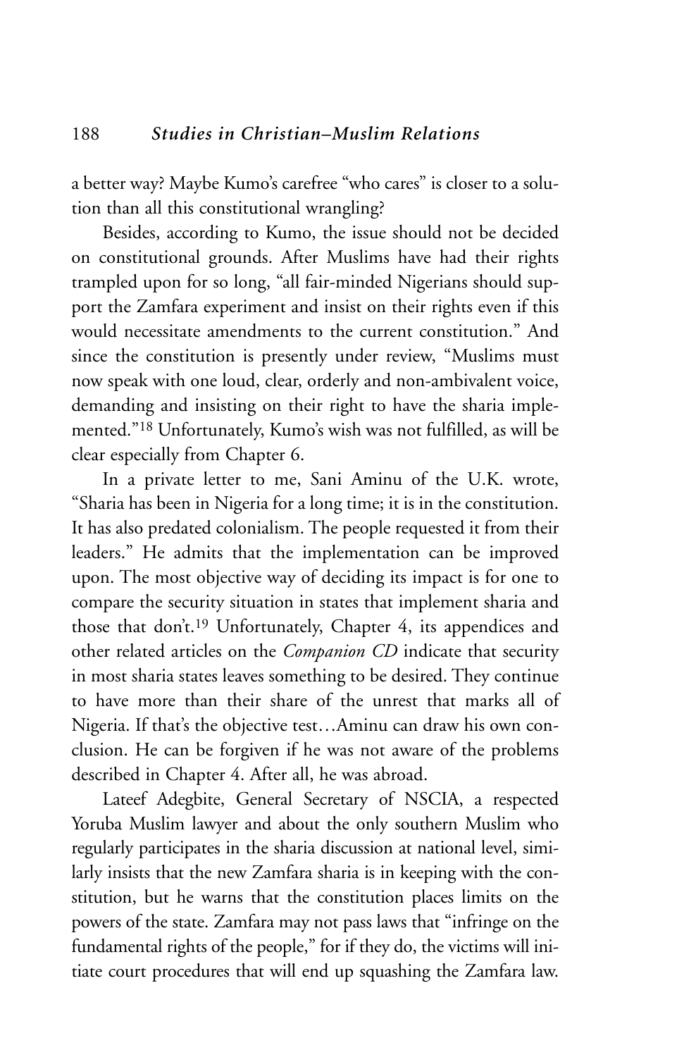a better way? Maybe Kumo's carefree "who cares" is closer to a solution than all this constitutional wrangling?

Besides, according to Kumo, the issue should not be decided on constitutional grounds. After Muslims have had their rights trampled upon for so long, "all fair-minded Nigerians should support the Zamfara experiment and insist on their rights even if this would necessitate amendments to the current constitution." And since the constitution is presently under review, "Muslims must now speak with one loud, clear, orderly and non-ambivalent voice, demanding and insisting on their right to have the sharia implemented."[18] Unfortunately, Kumo's wish was not fulfilled, as will be clear especially from Chapter 6.

In a private letter to me, Sani Aminu of the U.K. wrote, "Sharia has been in Nigeria for a long time; it is in the constitution. It has also predated colonialism. The people requested it from their leaders." He admits that the implementation can be improved upon. The most objective way of deciding its impact is for one to compare the security situation in states that implement sharia and those that don't.[19] Unfortunately, Chapter 4, its appendices and other related articles on the *Companion CD* indicate that security in most sharia states leaves something to be desired. They continue to have more than their share of the unrest that marks all of Nigeria. If that's the objective test…Aminu can draw his own conclusion. He can be forgiven if he was not aware of the problems described in Chapter 4. After all, he was abroad.

Lateef Adegbite, General Secretary of NSCIA, a respected Yoruba Muslim lawyer and about the only southern Muslim who regularly participates in the sharia discussion at national level, similarly insists that the new Zamfara sharia is in keeping with the constitution, but he warns that the constitution places limits on the powers of the state. Zamfara may not pass laws that "infringe on the fundamental rights of the people," for if they do, the victims will initiate court procedures that will end up squashing the Zamfara law.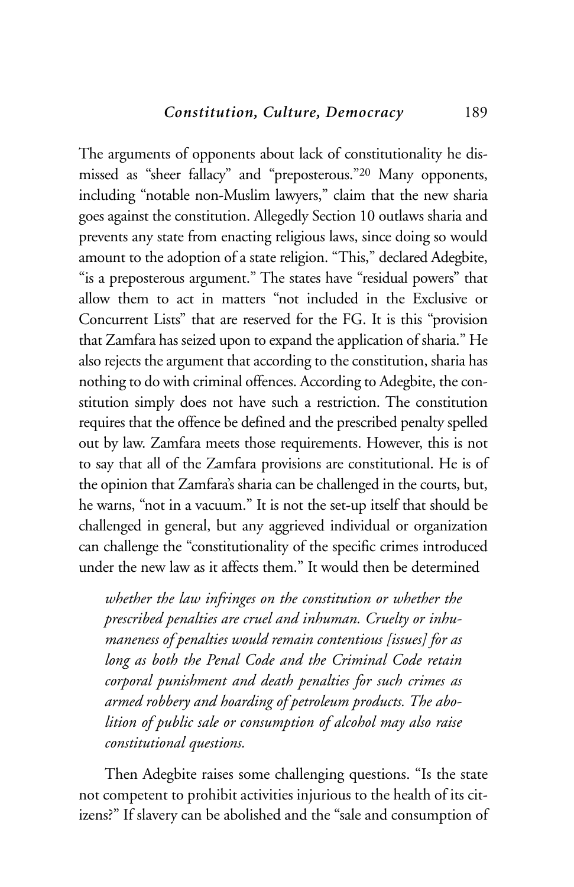The arguments of opponents about lack of constitutionality he dismissed as "sheer fallacy" and "preposterous."[20] Many opponents, including "notable non-Muslim lawyers," claim that the new sharia goes against the constitution. Allegedly Section 10 outlaws sharia and prevents any state from enacting religious laws, since doing so would amount to the adoption of a state religion. "This," declared Adegbite, "is a preposterous argument." The states have "residual powers" that allow them to act in matters "not included in the Exclusive or Concurrent Lists" that are reserved for the FG. It is this "provision that Zamfara has seized upon to expand the application of sharia." He also rejects the argument that according to the constitution, sharia has nothing to do with criminal offences. According to Adegbite, the constitution simply does not have such a restriction. The constitution requires that the offence be defined and the prescribed penalty spelled out by law. Zamfara meets those requirements. However, this is not to say that all of the Zamfara provisions are constitutional. He is of the opinion that Zamfara's sharia can be challenged in the courts, but, he warns, "not in a vacuum." It is not the set-up itself that should be challenged in general, but any aggrieved individual or organization can challenge the "constitutionality of the specific crimes introduced under the new law as it affects them." It would then be determined

> *whether the law infringes on the constitution or whether the prescribed penalties are cruel and inhuman. Cruelty or inhumaneness of penalties would remain contentious [issues] for as long as both the Penal Code and the Criminal Code retain corporal punishment and death penalties for such crimes as armed robbery and hoarding of petroleum products. The abolition of public sale or consumption of alcohol may also raise constitutional questions.*

Then Adegbite raises some challenging questions. "Is the state not competent to prohibit activities injurious to the health of its citizens?" If slavery can be abolished and the "sale and consumption of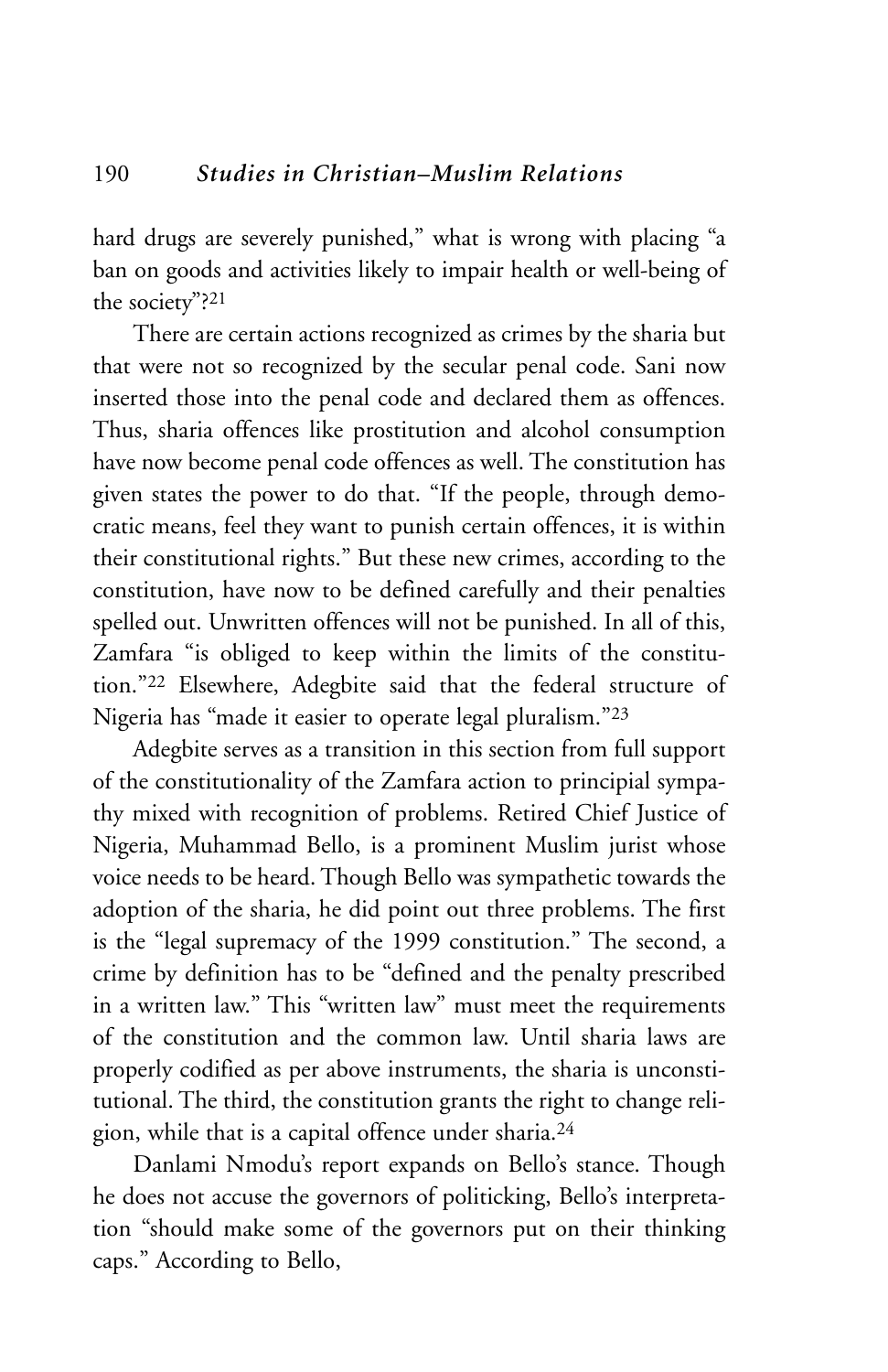hard drugs are severely punished," what is wrong with placing "a ban on goods and activities likely to impair health or well-being of the society"?[21]

There are certain actions recognized as crimes by the sharia but that were not so recognized by the secular penal code. Sani now inserted those into the penal code and declared them as offences. Thus, sharia offences like prostitution and alcohol consumption have now become penal code offences as well. The constitution has given states the power to do that. "If the people, through democratic means, feel they want to punish certain offences, it is within their constitutional rights." But these new crimes, according to the constitution, have now to be defined carefully and their penalties spelled out. Unwritten offences will not be punished. In all of this, Zamfara "is obliged to keep within the limits of the constitution."[22] Elsewhere, Adegbite said that the federal structure of Nigeria has "made it easier to operate legal pluralism."[23]

Adegbite serves as a transition in this section from full support of the constitutionality of the Zamfara action to principial sympathy mixed with recognition of problems. Retired Chief Justice of Nigeria, Muhammad Bello, is a prominent Muslim jurist whose voice needs to be heard. Though Bello was sympathetic towards the adoption of the sharia, he did point out three problems. The first is the "legal supremacy of the 1999 constitution." The second, a crime by definition has to be "defined and the penalty prescribed in a written law." This "written law" must meet the requirements of the constitution and the common law. Until sharia laws are properly codified as per above instruments, the sharia is unconstitutional. The third, the constitution grants the right to change religion, while that is a capital offence under sharia.[24]

Danlami Nmodu's report expands on Bello's stance. Though he does not accuse the governors of politicking, Bello's interpretation "should make some of the governors put on their thinking caps." According to Bello,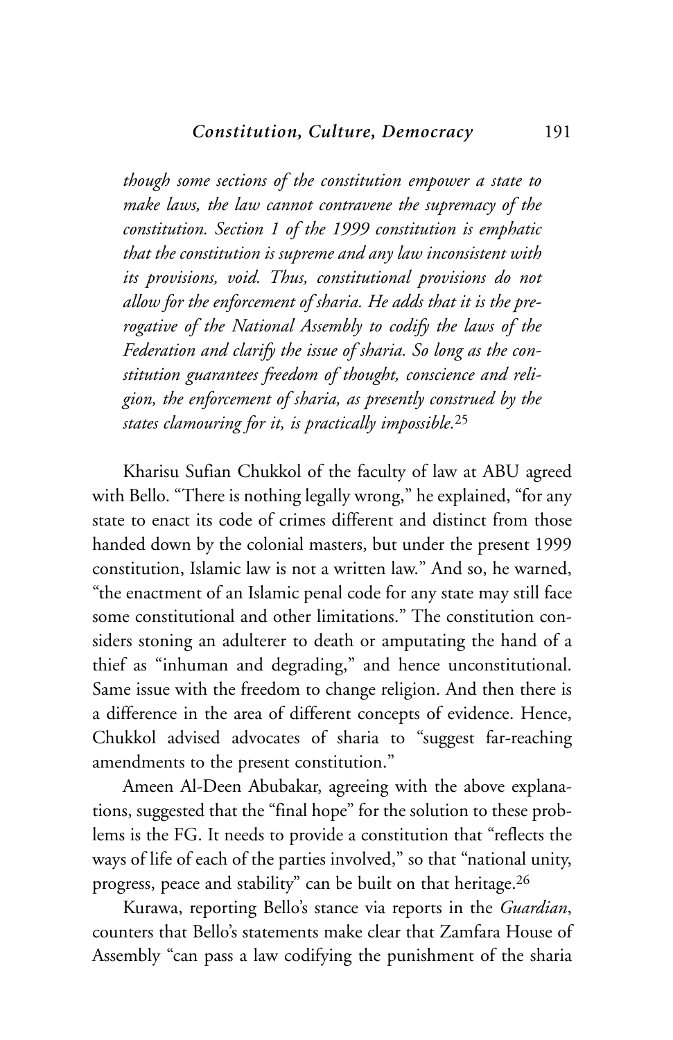*though some sections of the constitution empower a state to make laws, the law cannot contravene the supremacy of the constitution. Section 1 of the 1999 constitution is emphatic that the constitution is supreme and any law inconsistent with its provisions, void. Thus, constitutional provisions do not allow for the enforcement of sharia. He adds that it is the prerogative of the National Assembly to codify the laws of the Federation and clarify the issue of sharia. So long as the constitution guarantees freedom of thought, conscience and religion, the enforcement of sharia, as presently construed by the states clamouring for it, is practically impossible.*[25]

Kharisu Sufian Chukkol of the faculty of law at ABU agreed with Bello. "There is nothing legally wrong," he explained, "for any state to enact its code of crimes different and distinct from those handed down by the colonial masters, but under the present 1999 constitution, Islamic law is not a written law." And so, he warned, "the enactment of an Islamic penal code for any state may still face some constitutional and other limitations." The constitution considers stoning an adulterer to death or amputating the hand of a thief as "inhuman and degrading," and hence unconstitutional. Same issue with the freedom to change religion. And then there is a difference in the area of different concepts of evidence. Hence, Chukkol advised advocates of sharia to "suggest far-reaching amendments to the present constitution."

Ameen Al-Deen Abubakar, agreeing with the above explanations, suggested that the "final hope" for the solution to these problems is the FG. It needs to provide a constitution that "reflects the ways of life of each of the parties involved," so that "national unity, progress, peace and stability" can be built on that heritage.[26]

Kurawa, reporting Bello's stance via reports in the *Guardian*, counters that Bello's statements make clear that Zamfara House of Assembly "can pass a law codifying the punishment of the sharia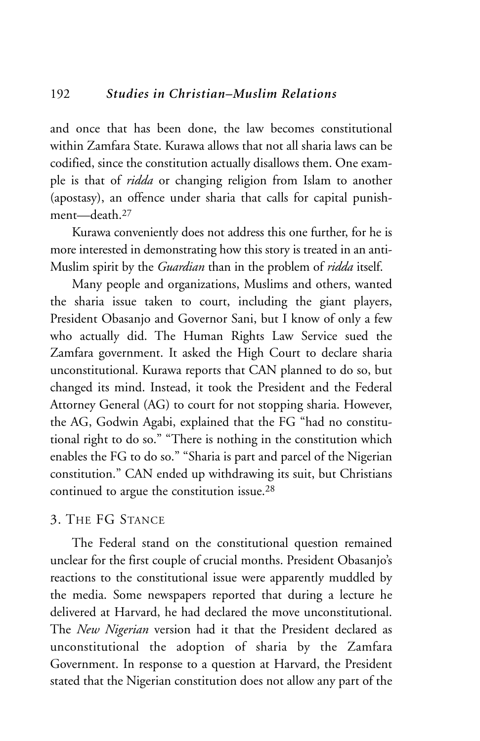and once that has been done, the law becomes constitutional within Zamfara State. Kurawa allows that not all sharia laws can be codified, since the constitution actually disallows them. One example is that of *ridda* or changing religion from Islam to another (apostasy), an offence under sharia that calls for capital punishment—death.[27]

Kurawa conveniently does not address this one further, for he is more interested in demonstrating how this story is treated in an anti-Muslim spirit by the *Guardian* than in the problem of *ridda* itself.

Many people and organizations, Muslims and others, wanted the sharia issue taken to court, including the giant players, President Obasanjo and Governor Sani, but I know of only a few who actually did. The Human Rights Law Service sued the Zamfara government. It asked the High Court to declare sharia unconstitutional. Kurawa reports that CAN planned to do so, but changed its mind. Instead, it took the President and the Federal Attorney General (AG) to court for not stopping sharia. However, the AG, Godwin Agabi, explained that the FG "had no constitutional right to do so." "There is nothing in the constitution which enables the FG to do so." "Sharia is part and parcel of the Nigerian constitution." CAN ended up withdrawing its suit, but Christians continued to argue the constitution issue.[28]

## 3. The FG Stance

The Federal stand on the constitutional question remained unclear for the first couple of crucial months. President Obasanjo's reactions to the constitutional issue were apparently muddled by the media. Some newspapers reported that during a lecture he delivered at Harvard, he had declared the move unconstitutional. The *New Nigerian* version had it that the President declared as unconstitutional the adoption of sharia by the Zamfara Government. In response to a question at Harvard, the President stated that the Nigerian constitution does not allow any part of the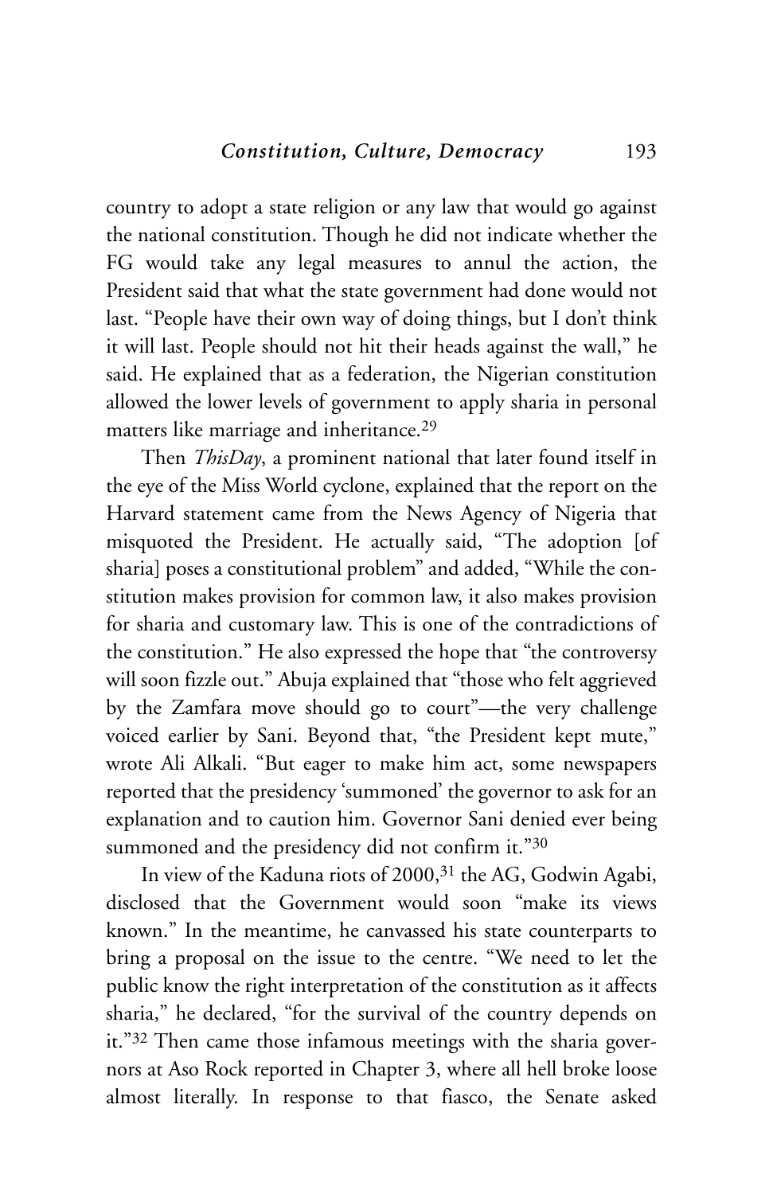country to adopt a state religion or any law that would go against the national constitution. Though he did not indicate whether the FG would take any legal measures to annul the action, the President said that what the state government had done would not last. "People have their own way of doing things, but I don't think it will last. People should not hit their heads against the wall," he said. He explained that as a federation, the Nigerian constitution allowed the lower levels of government to apply sharia in personal matters like marriage and inheritance.[29]

Then *ThisDay*, a prominent national that later found itself in the eye of the Miss World cyclone, explained that the report on the Harvard statement came from the News Agency of Nigeria that misquoted the President. He actually said, "The adoption [of sharia] poses a constitutional problem" and added, "While the constitution makes provision for common law, it also makes provision for sharia and customary law. This is one of the contradictions of the constitution." He also expressed the hope that "the controversy will soon fizzle out." Abuja explained that "those who felt aggrieved by the Zamfara move should go to court"—the very challenge voiced earlier by Sani. Beyond that, "the President kept mute," wrote Ali Alkali. "But eager to make him act, some newspapers reported that the presidency 'summoned' the governor to ask for an explanation and to caution him. Governor Sani denied ever being summoned and the presidency did not confirm it."[30]

In view of the Kaduna riots of 2000,[31] the AG, Godwin Agabi, disclosed that the Government would soon "make its views known." In the meantime, he canvassed his state counterparts to bring a proposal on the issue to the centre. "We need to let the public know the right interpretation of the constitution as it affects sharia," he declared, "for the survival of the country depends on it."[32] Then came those infamous meetings with the sharia governors at Aso Rock reported in Chapter 3, where all hell broke loose almost literally. In response to that fiasco, the Senate asked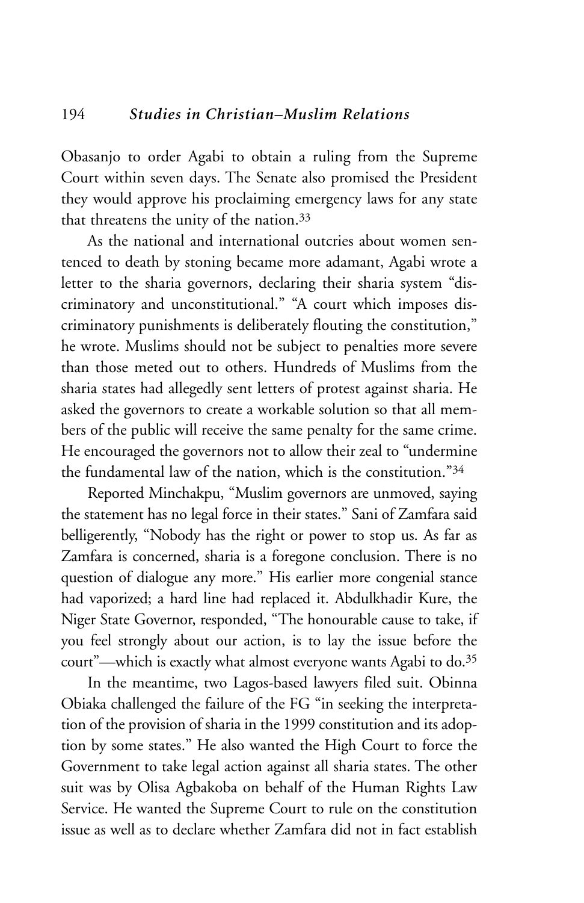Obasanjo to order Agabi to obtain a ruling from the Supreme Court within seven days. The Senate also promised the President they would approve his proclaiming emergency laws for any state that threatens the unity of the nation.[33]

As the national and international outcries about women sentenced to death by stoning became more adamant, Agabi wrote a letter to the sharia governors, declaring their sharia system "discriminatory and unconstitutional." "A court which imposes discriminatory punishments is deliberately flouting the constitution," he wrote. Muslims should not be subject to penalties more severe than those meted out to others. Hundreds of Muslims from the sharia states had allegedly sent letters of protest against sharia. He asked the governors to create a workable solution so that all members of the public will receive the same penalty for the same crime. He encouraged the governors not to allow their zeal to "undermine the fundamental law of the nation, which is the constitution."[34]

Reported Minchakpu, "Muslim governors are unmoved, saying the statement has no legal force in their states." Sani of Zamfara said belligerently, "Nobody has the right or power to stop us. As far as Zamfara is concerned, sharia is a foregone conclusion. There is no question of dialogue any more." His earlier more congenial stance had vaporized; a hard line had replaced it. Abdulkhadir Kure, the Niger State Governor, responded, "The honourable cause to take, if you feel strongly about our action, is to lay the issue before the court"—which is exactly what almost everyone wants Agabi to do.[35]

In the meantime, two Lagos-based lawyers filed suit. Obinna Obiaka challenged the failure of the FG "in seeking the interpretation of the provision of sharia in the 1999 constitution and its adoption by some states." He also wanted the High Court to force the Government to take legal action against all sharia states. The other suit was by Olisa Agbakoba on behalf of the Human Rights Law Service. He wanted the Supreme Court to rule on the constitution issue as well as to declare whether Zamfara did not in fact establish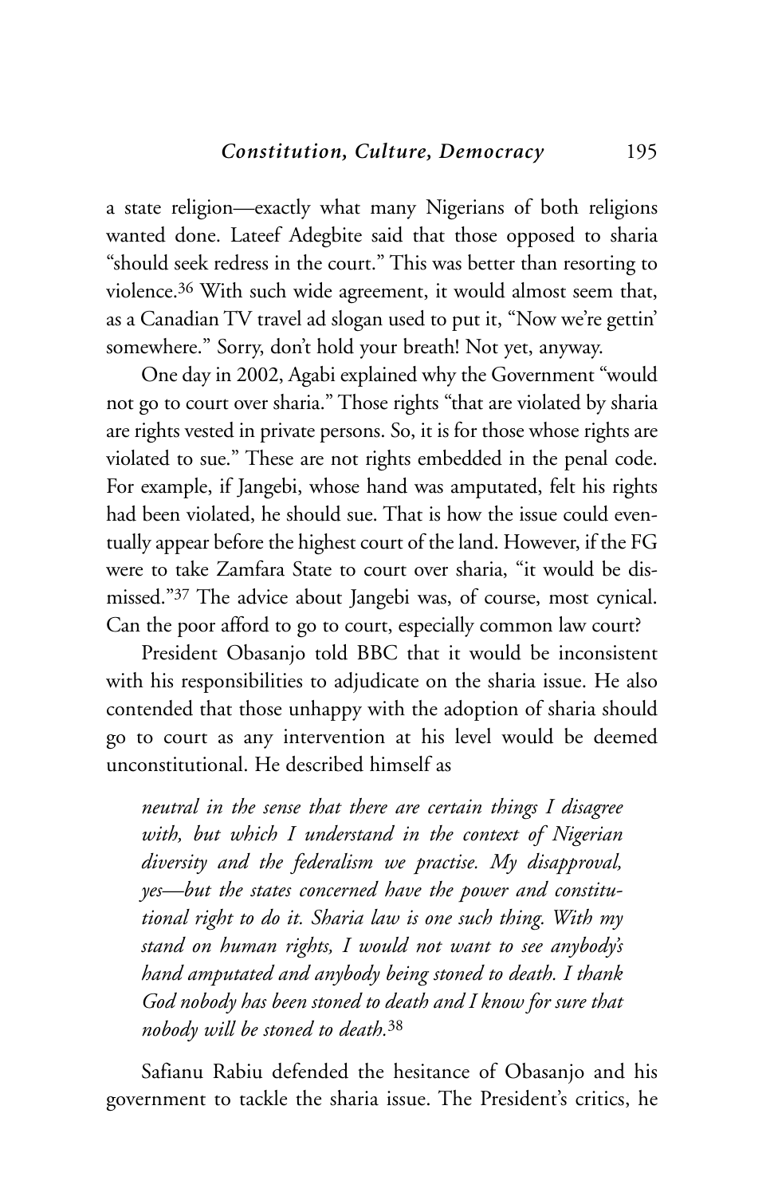a state religion—exactly what many Nigerians of both religions wanted done. Lateef Adegbite said that those opposed to sharia "should seek redress in the court." This was better than resorting to violence.[36] With such wide agreement, it would almost seem that, as a Canadian TV travel ad slogan used to put it, "Now we're gettin' somewhere." Sorry, don't hold your breath! Not yet, anyway.

One day in 2002, Agabi explained why the Government "would not go to court over sharia." Those rights "that are violated by sharia are rights vested in private persons. So, it is for those whose rights are violated to sue." These are not rights embedded in the penal code. For example, if Jangebi, whose hand was amputated, felt his rights had been violated, he should sue. That is how the issue could eventually appear before the highest court of the land. However, if the FG were to take Zamfara State to court over sharia, "it would be dismissed."[37] The advice about Jangebi was, of course, most cynical. Can the poor afford to go to court, especially common law court?

President Obasanjo told BBC that it would be inconsistent with his responsibilities to adjudicate on the sharia issue. He also contended that those unhappy with the adoption of sharia should go to court as any intervention at his level would be deemed unconstitutional. He described himself as

> *neutral in the sense that there are certain things I disagree with, but which I understand in the context of Nigerian diversity and the federalism we practise. My disapproval, yes—but the states concerned have the power and constitutional right to do it. Sharia law is one such thing. With my stand on human rights, I would not want to see anybody's hand amputated and anybody being stoned to death. I thank God nobody has been stoned to death and I know for sure that nobody will be stoned to death.*[38]

Safianu Rabiu defended the hesitance of Obasanjo and his government to tackle the sharia issue. The President's critics, he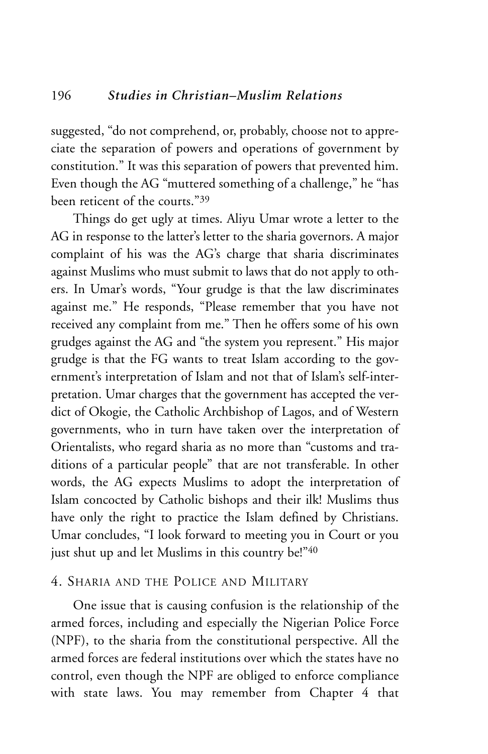suggested, "do not comprehend, or, probably, choose not to appreciate the separation of powers and operations of government by constitution." It was this separation of powers that prevented him. Even though the AG "muttered something of a challenge," he "has been reticent of the courts."[39]

Things do get ugly at times. Aliyu Umar wrote a letter to the AG in response to the latter's letter to the sharia governors. A major complaint of his was the AG's charge that sharia discriminates against Muslims who must submit to laws that do not apply to others. In Umar's words, "Your grudge is that the law discriminates against me." He responds, "Please remember that you have not received any complaint from me." Then he offers some of his own grudges against the AG and "the system you represent." His major grudge is that the FG wants to treat Islam according to the government's interpretation of Islam and not that of Islam's self-interpretation. Umar charges that the government has accepted the verdict of Okogie, the Catholic Archbishop of Lagos, and of Western governments, who in turn have taken over the interpretation of Orientalists, who regard sharia as no more than "customs and traditions of a particular people" that are not transferable. In other words, the AG expects Muslims to adopt the interpretation of Islam concocted by Catholic bishops and their ilk! Muslims thus have only the right to practice the Islam defined by Christians. Umar concludes, "I look forward to meeting you in Court or you just shut up and let Muslims in this country be!"[40]

## 4. Sharia and the Police and Military

One issue that is causing confusion is the relationship of the armed forces, including and especially the Nigerian Police Force (NPF), to the sharia from the constitutional perspective. All the armed forces are federal institutions over which the states have no control, even though the NPF are obliged to enforce compliance with state laws. You may remember from Chapter 4 that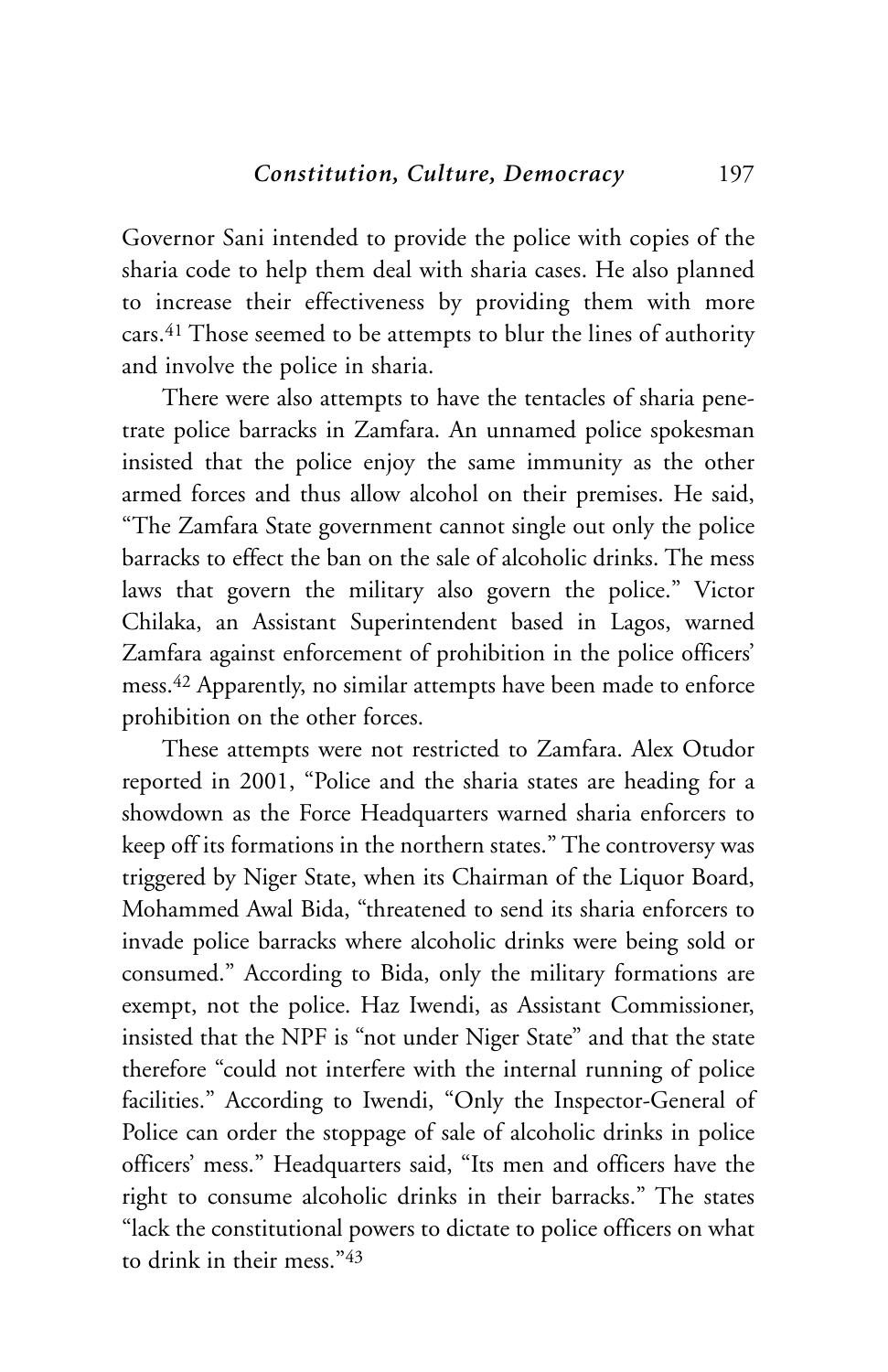Governor Sani intended to provide the police with copies of the sharia code to help them deal with sharia cases. He also planned to increase their effectiveness by providing them with more cars.[41] Those seemed to be attempts to blur the lines of authority and involve the police in sharia.

There were also attempts to have the tentacles of sharia penetrate police barracks in Zamfara. An unnamed police spokesman insisted that the police enjoy the same immunity as the other armed forces and thus allow alcohol on their premises. He said, "The Zamfara State government cannot single out only the police barracks to effect the ban on the sale of alcoholic drinks. The mess laws that govern the military also govern the police." Victor Chilaka, an Assistant Superintendent based in Lagos, warned Zamfara against enforcement of prohibition in the police officers' mess.[42] Apparently, no similar attempts have been made to enforce prohibition on the other forces.

These attempts were not restricted to Zamfara. Alex Otudor reported in 2001, "Police and the sharia states are heading for a showdown as the Force Headquarters warned sharia enforcers to keep off its formations in the northern states." The controversy was triggered by Niger State, when its Chairman of the Liquor Board, Mohammed Awal Bida, "threatened to send its sharia enforcers to invade police barracks where alcoholic drinks were being sold or consumed." According to Bida, only the military formations are exempt, not the police. Haz Iwendi, as Assistant Commissioner, insisted that the NPF is "not under Niger State" and that the state therefore "could not interfere with the internal running of police facilities." According to Iwendi, "Only the Inspector-General of Police can order the stoppage of sale of alcoholic drinks in police officers' mess." Headquarters said, "Its men and officers have the right to consume alcoholic drinks in their barracks." The states "lack the constitutional powers to dictate to police officers on what to drink in their mess."[43]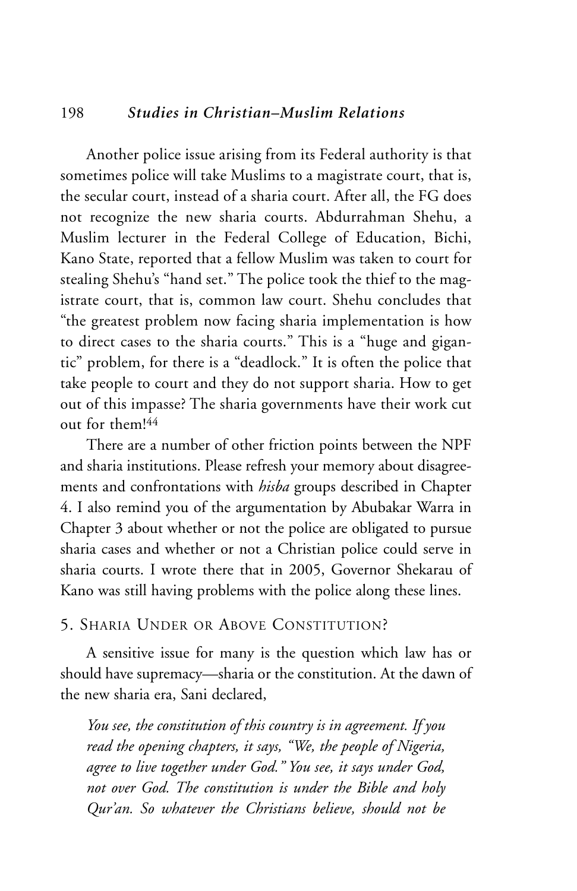Another police issue arising from its Federal authority is that sometimes police will take Muslims to a magistrate court, that is, the secular court, instead of a sharia court. After all, the FG does not recognize the new sharia courts. Abdurrahman Shehu, a Muslim lecturer in the Federal College of Education, Bichi, Kano State, reported that a fellow Muslim was taken to court for stealing Shehu's "hand set." The police took the thief to the magistrate court, that is, common law court. Shehu concludes that "the greatest problem now facing sharia implementation is how to direct cases to the sharia courts." This is a "huge and gigantic" problem, for there is a "deadlock." It is often the police that take people to court and they do not support sharia. How to get out of this impasse? The sharia governments have their work cut out for them![44]

There are a number of other friction points between the NPF and sharia institutions. Please refresh your memory about disagreements and confrontations with *hisba* groups described in Chapter 4. I also remind you of the argumentation by Abubakar Warra in Chapter 3 about whether or not the police are obligated to pursue sharia cases and whether or not a Christian police could serve in sharia courts. I wrote there that in 2005, Governor Shekarau of Kano was still having problems with the police along these lines.

## 5. Sharia Under or Above Constitution?

A sensitive issue for many is the question which law has or should have supremacy—sharia or the constitution. At the dawn of the new sharia era, Sani declared,

> *You see, the constitution of this country is in agreement. If you read the opening chapters, it says, "We, the people of Nigeria, agree to live together under God." You see, it says under God, not over God. The constitution is under the Bible and holy Qur'an. So whatever the Christians believe, should not be*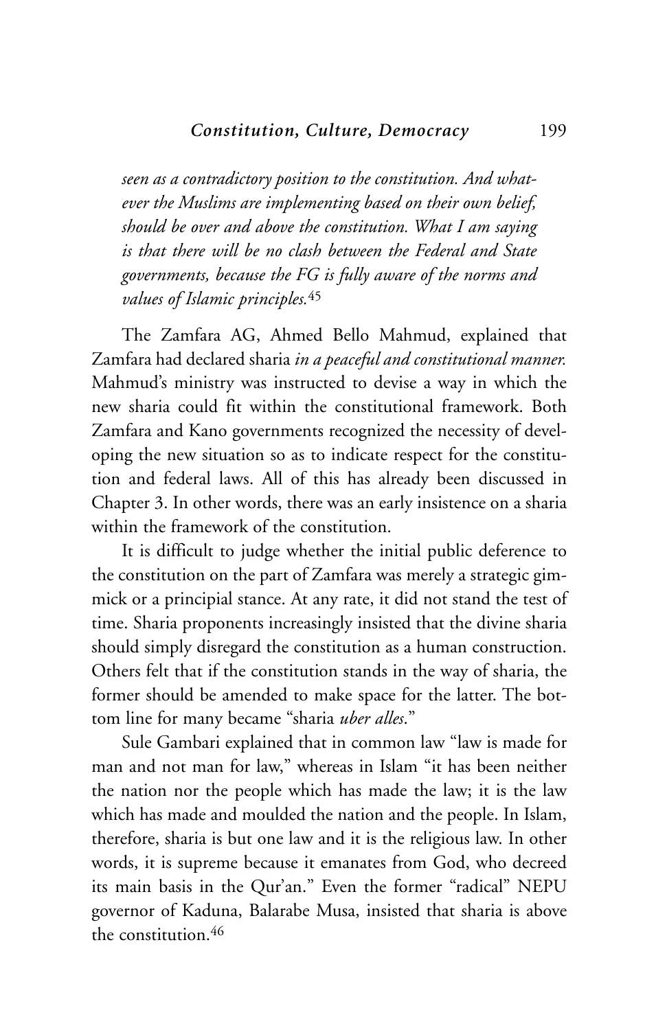*seen as a contradictory position to the constitution. And whatever the Muslims are implementing based on their own belief, should be over and above the constitution. What I am saying is that there will be no clash between the Federal and State governments, because the FG is fully aware of the norms and values of Islamic principles.*[45]

The Zamfara AG, Ahmed Bello Mahmud, explained that Zamfara had declared sharia *in a peaceful and constitutional manner.* Mahmud's ministry was instructed to devise a way in which the new sharia could fit within the constitutional framework. Both Zamfara and Kano governments recognized the necessity of developing the new situation so as to indicate respect for the constitution and federal laws. All of this has already been discussed in Chapter 3. In other words, there was an early insistence on a sharia within the framework of the constitution.

It is difficult to judge whether the initial public deference to the constitution on the part of Zamfara was merely a strategic gimmick or a principial stance. At any rate, it did not stand the test of time. Sharia proponents increasingly insisted that the divine sharia should simply disregard the constitution as a human construction. Others felt that if the constitution stands in the way of sharia, the former should be amended to make space for the latter. The bottom line for many became "sharia *uber alles*."

Sule Gambari explained that in common law "law is made for man and not man for law," whereas in Islam "it has been neither the nation nor the people which has made the law; it is the law which has made and moulded the nation and the people. In Islam, therefore, sharia is but one law and it is the religious law. In other words, it is supreme because it emanates from God, who decreed its main basis in the Qur'an." Even the former "radical" NEPU governor of Kaduna, Balarabe Musa, insisted that sharia is above the constitution.[46]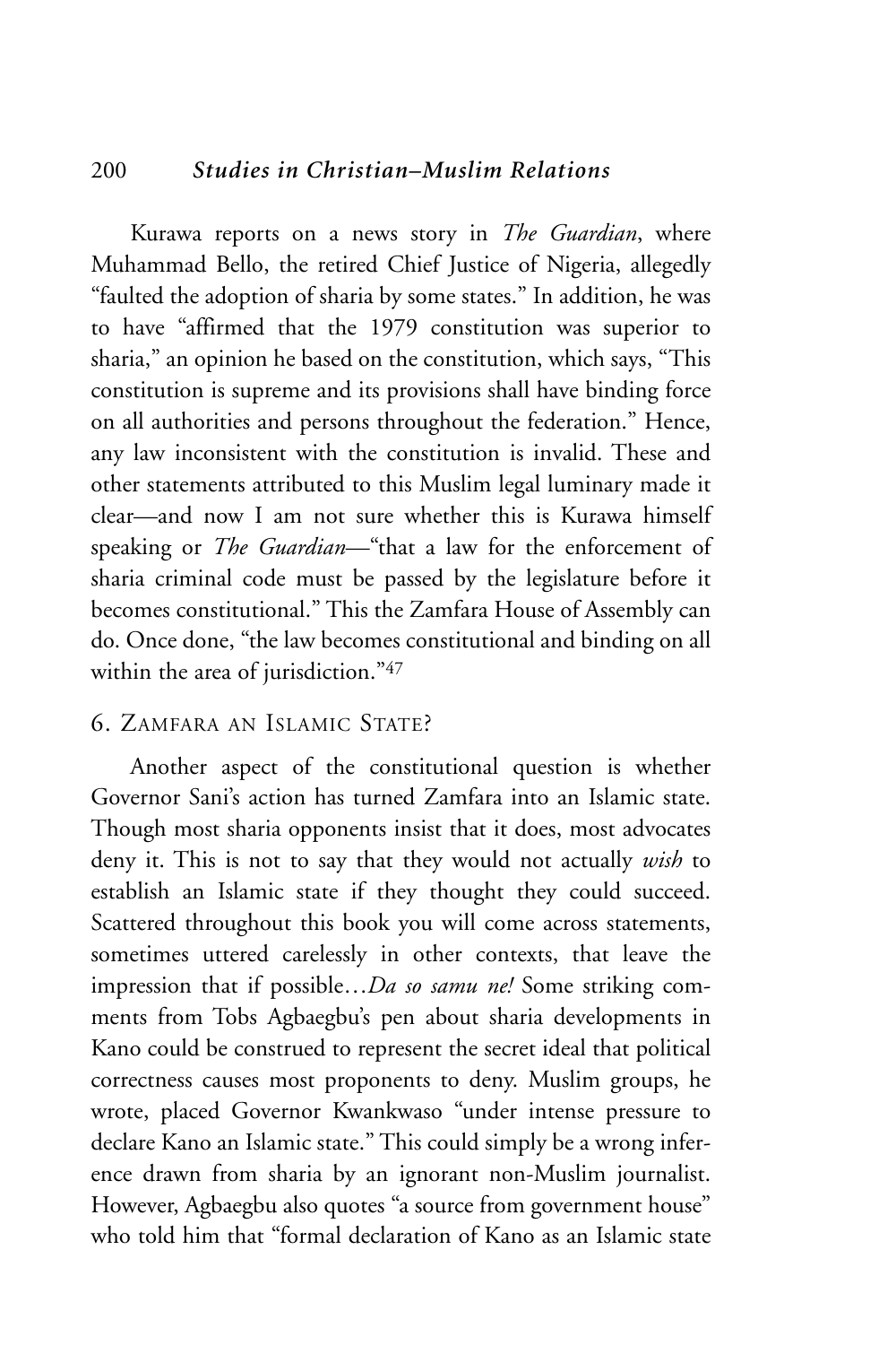Kurawa reports on a news story in *The Guardian*, where Muhammad Bello, the retired Chief Justice of Nigeria, allegedly "faulted the adoption of sharia by some states." In addition, he was to have "affirmed that the 1979 constitution was superior to sharia," an opinion he based on the constitution, which says, "This constitution is supreme and its provisions shall have binding force on all authorities and persons throughout the federation." Hence, any law inconsistent with the constitution is invalid. These and other statements attributed to this Muslim legal luminary made it clear—and now I am not sure whether this is Kurawa himself speaking or *The Guardian*—"that a law for the enforcement of sharia criminal code must be passed by the legislature before it becomes constitutional." This the Zamfara House of Assembly can do. Once done, "the law becomes constitutional and binding on all within the area of jurisdiction."[47]

## 6. Zamfara an Islamic State?

Another aspect of the constitutional question is whether Governor Sani's action has turned Zamfara into an Islamic state. Though most sharia opponents insist that it does, most advocates deny it. This is not to say that they would not actually *wish* to establish an Islamic state if they thought they could succeed. Scattered throughout this book you will come across statements, sometimes uttered carelessly in other contexts, that leave the impression that if possible…*Da so samu ne!* Some striking comments from Tobs Agbaegbu's pen about sharia developments in Kano could be construed to represent the secret ideal that political correctness causes most proponents to deny. Muslim groups, he wrote, placed Governor Kwankwaso "under intense pressure to declare Kano an Islamic state." This could simply be a wrong inference drawn from sharia by an ignorant non-Muslim journalist. However, Agbaegbu also quotes "a source from government house" who told him that "formal declaration of Kano as an Islamic state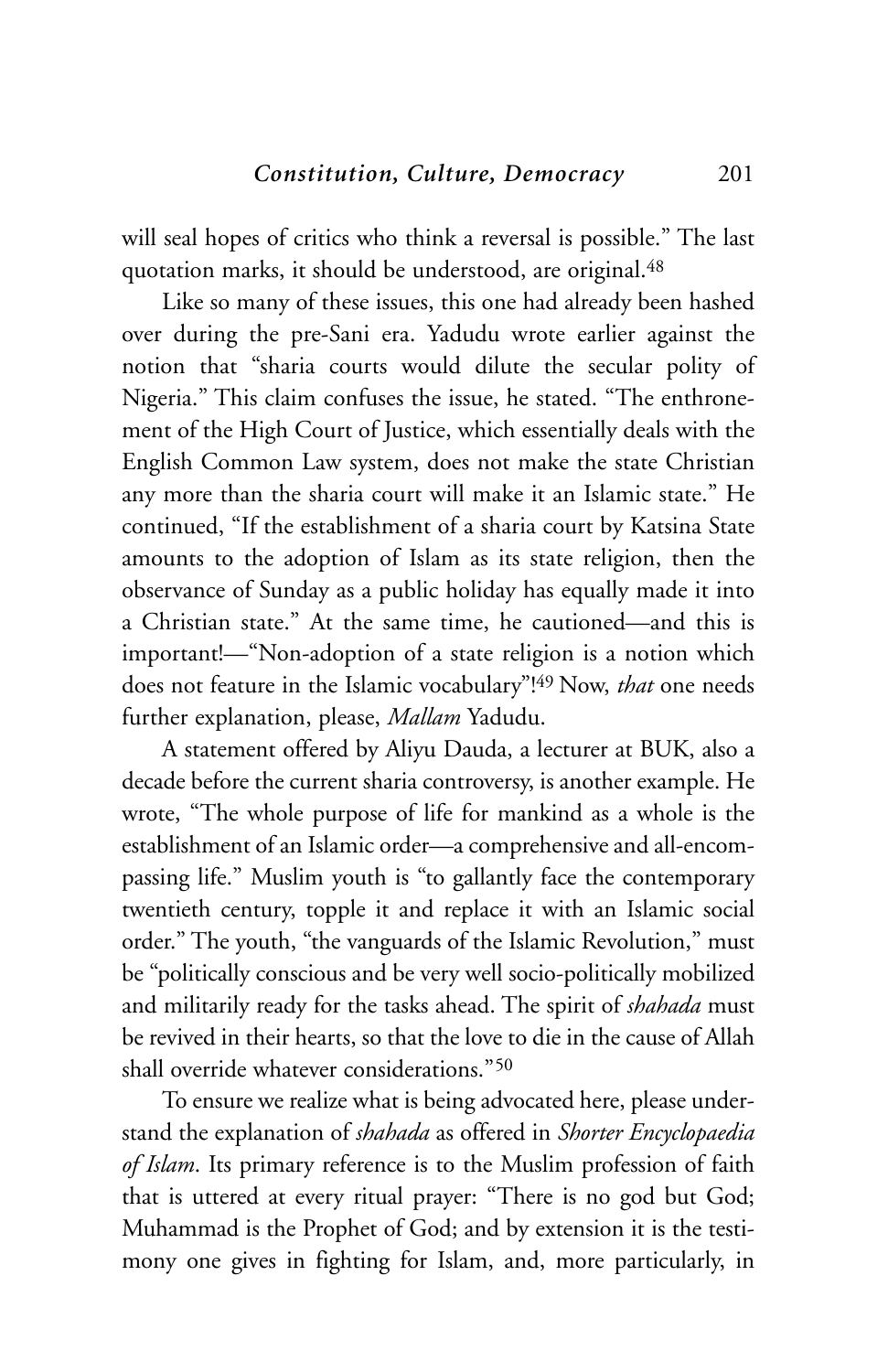will seal hopes of critics who think a reversal is possible." The last quotation marks, it should be understood, are original.[48]

Like so many of these issues, this one had already been hashed over during the pre-Sani era. Yadudu wrote earlier against the notion that "sharia courts would dilute the secular polity of Nigeria." This claim confuses the issue, he stated. "The enthronement of the High Court of Justice, which essentially deals with the English Common Law system, does not make the state Christian any more than the sharia court will make it an Islamic state." He continued, "If the establishment of a sharia court by Katsina State amounts to the adoption of Islam as its state religion, then the observance of Sunday as a public holiday has equally made it into a Christian state." At the same time, he cautioned—and this is important!—"Non-adoption of a state religion is a notion which does not feature in the Islamic vocabulary"![49] Now, *that* one needs further explanation, please, *Mallam* Yadudu.

A statement offered by Aliyu Dauda, a lecturer at BUK, also a decade before the current sharia controversy, is another example. He wrote, "The whole purpose of life for mankind as a whole is the establishment of an Islamic order—a comprehensive and all-encompassing life." Muslim youth is "to gallantly face the contemporary twentieth century, topple it and replace it with an Islamic social order." The youth, "the vanguards of the Islamic Revolution," must be "politically conscious and be very well socio-politically mobilized and militarily ready for the tasks ahead. The spirit of *shahada* must be revived in their hearts, so that the love to die in the cause of Allah shall override whatever considerations."[50]

To ensure we realize what is being advocated here, please understand the explanation of *shahada* as offered in *Shorter Encyclopaedia of Islam*. Its primary reference is to the Muslim profession of faith that is uttered at every ritual prayer: "There is no god but God; Muhammad is the Prophet of God; and by extension it is the testimony one gives in fighting for Islam, and, more particularly, in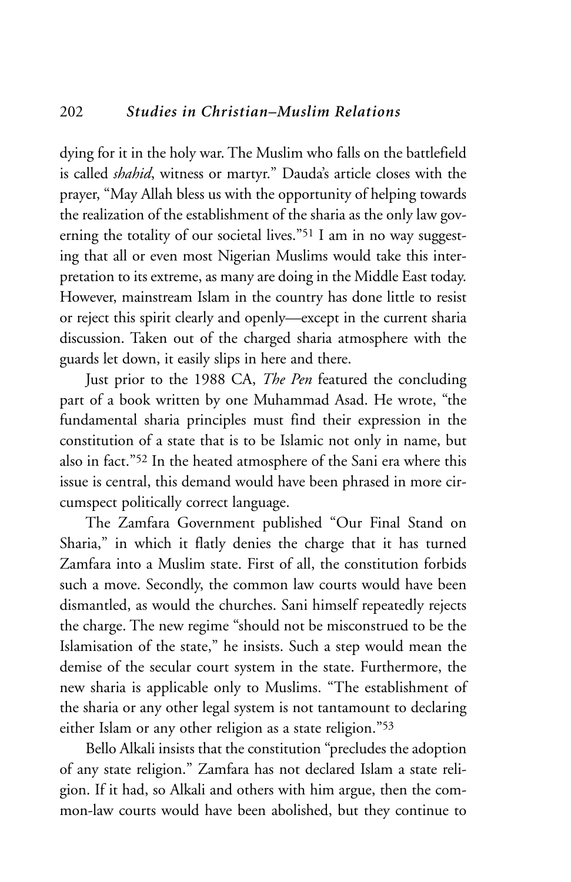dying for it in the holy war. The Muslim who falls on the battlefield is called *shahid*, witness or martyr." Dauda's article closes with the prayer, "May Allah bless us with the opportunity of helping towards the realization of the establishment of the sharia as the only law governing the totality of our societal lives."[51] I am in no way suggesting that all or even most Nigerian Muslims would take this interpretation to its extreme, as many are doing in the Middle East today. However, mainstream Islam in the country has done little to resist or reject this spirit clearly and openly—except in the current sharia discussion. Taken out of the charged sharia atmosphere with the guards let down, it easily slips in here and there.

Just prior to the 1988 CA, *The Pen* featured the concluding part of a book written by one Muhammad Asad. He wrote, "the fundamental sharia principles must find their expression in the constitution of a state that is to be Islamic not only in name, but also in fact."[52] In the heated atmosphere of the Sani era where this issue is central, this demand would have been phrased in more circumspect politically correct language.

The Zamfara Government published "Our Final Stand on Sharia," in which it flatly denies the charge that it has turned Zamfara into a Muslim state. First of all, the constitution forbids such a move. Secondly, the common law courts would have been dismantled, as would the churches. Sani himself repeatedly rejects the charge. The new regime "should not be misconstrued to be the Islamisation of the state," he insists. Such a step would mean the demise of the secular court system in the state. Furthermore, the new sharia is applicable only to Muslims. "The establishment of the sharia or any other legal system is not tantamount to declaring either Islam or any other religion as a state religion."[53]

Bello Alkali insists that the constitution "precludes the adoption of any state religion." Zamfara has not declared Islam a state religion. If it had, so Alkali and others with him argue, then the common-law courts would have been abolished, but they continue to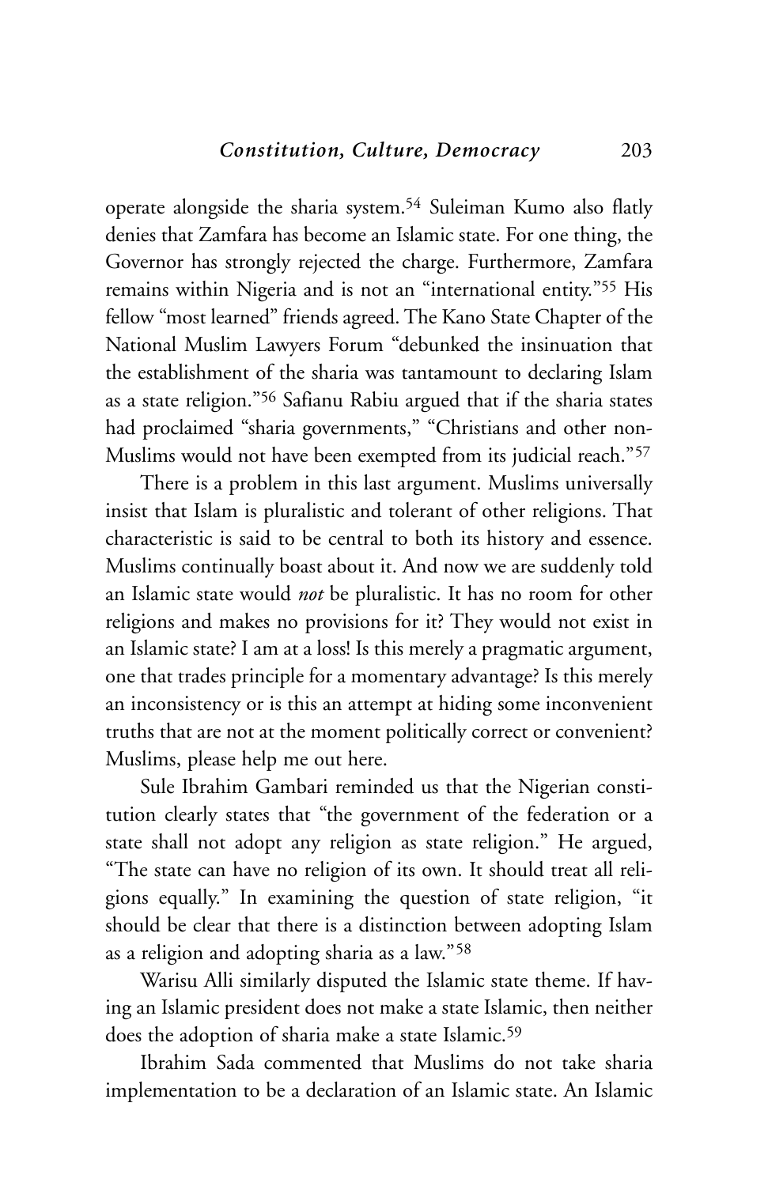operate alongside the sharia system.[54] Suleiman Kumo also flatly denies that Zamfara has become an Islamic state. For one thing, the Governor has strongly rejected the charge. Furthermore, Zamfara remains within Nigeria and is not an "international entity."[55] His fellow "most learned" friends agreed. The Kano State Chapter of the National Muslim Lawyers Forum "debunked the insinuation that the establishment of the sharia was tantamount to declaring Islam as a state religion."[56] Safianu Rabiu argued that if the sharia states had proclaimed "sharia governments," "Christians and other non-Muslims would not have been exempted from its judicial reach."[57]

There is a problem in this last argument. Muslims universally insist that Islam is pluralistic and tolerant of other religions. That characteristic is said to be central to both its history and essence. Muslims continually boast about it. And now we are suddenly told an Islamic state would *not* be pluralistic. It has no room for other religions and makes no provisions for it? They would not exist in an Islamic state? I am at a loss! Is this merely a pragmatic argument, one that trades principle for a momentary advantage? Is this merely an inconsistency or is this an attempt at hiding some inconvenient truths that are not at the moment politically correct or convenient? Muslims, please help me out here.

Sule Ibrahim Gambari reminded us that the Nigerian constitution clearly states that "the government of the federation or a state shall not adopt any religion as state religion." He argued, "The state can have no religion of its own. It should treat all religions equally." In examining the question of state religion, "it should be clear that there is a distinction between adopting Islam as a religion and adopting sharia as a law."[58]

Warisu Alli similarly disputed the Islamic state theme. If having an Islamic president does not make a state Islamic, then neither does the adoption of sharia make a state Islamic.[59]

Ibrahim Sada commented that Muslims do not take sharia implementation to be a declaration of an Islamic state. An Islamic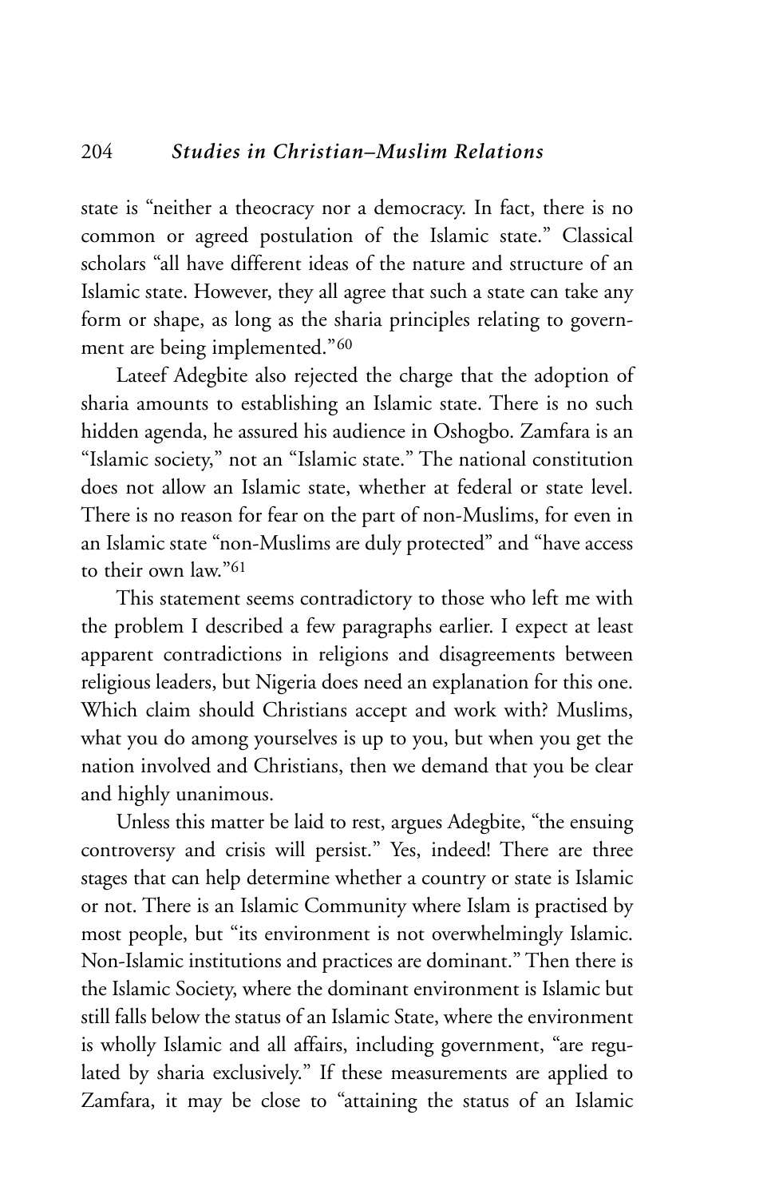state is "neither a theocracy nor a democracy. In fact, there is no common or agreed postulation of the Islamic state." Classical scholars "all have different ideas of the nature and structure of an Islamic state. However, they all agree that such a state can take any form or shape, as long as the sharia principles relating to government are being implemented."[60]

Lateef Adegbite also rejected the charge that the adoption of sharia amounts to establishing an Islamic state. There is no such hidden agenda, he assured his audience in Oshogbo. Zamfara is an "Islamic society," not an "Islamic state." The national constitution does not allow an Islamic state, whether at federal or state level. There is no reason for fear on the part of non-Muslims, for even in an Islamic state "non-Muslims are duly protected" and "have access to their own law."[61]

This statement seems contradictory to those who left me with the problem I described a few paragraphs earlier. I expect at least apparent contradictions in religions and disagreements between religious leaders, but Nigeria does need an explanation for this one. Which claim should Christians accept and work with? Muslims, what you do among yourselves is up to you, but when you get the nation involved and Christians, then we demand that you be clear and highly unanimous.

Unless this matter be laid to rest, argues Adegbite, "the ensuing controversy and crisis will persist." Yes, indeed! There are three stages that can help determine whether a country or state is Islamic or not. There is an Islamic Community where Islam is practised by most people, but "its environment is not overwhelmingly Islamic. Non-Islamic institutions and practices are dominant." Then there is the Islamic Society, where the dominant environment is Islamic but still falls below the status of an Islamic State, where the environment is wholly Islamic and all affairs, including government, "are regulated by sharia exclusively." If these measurements are applied to Zamfara, it may be close to "attaining the status of an Islamic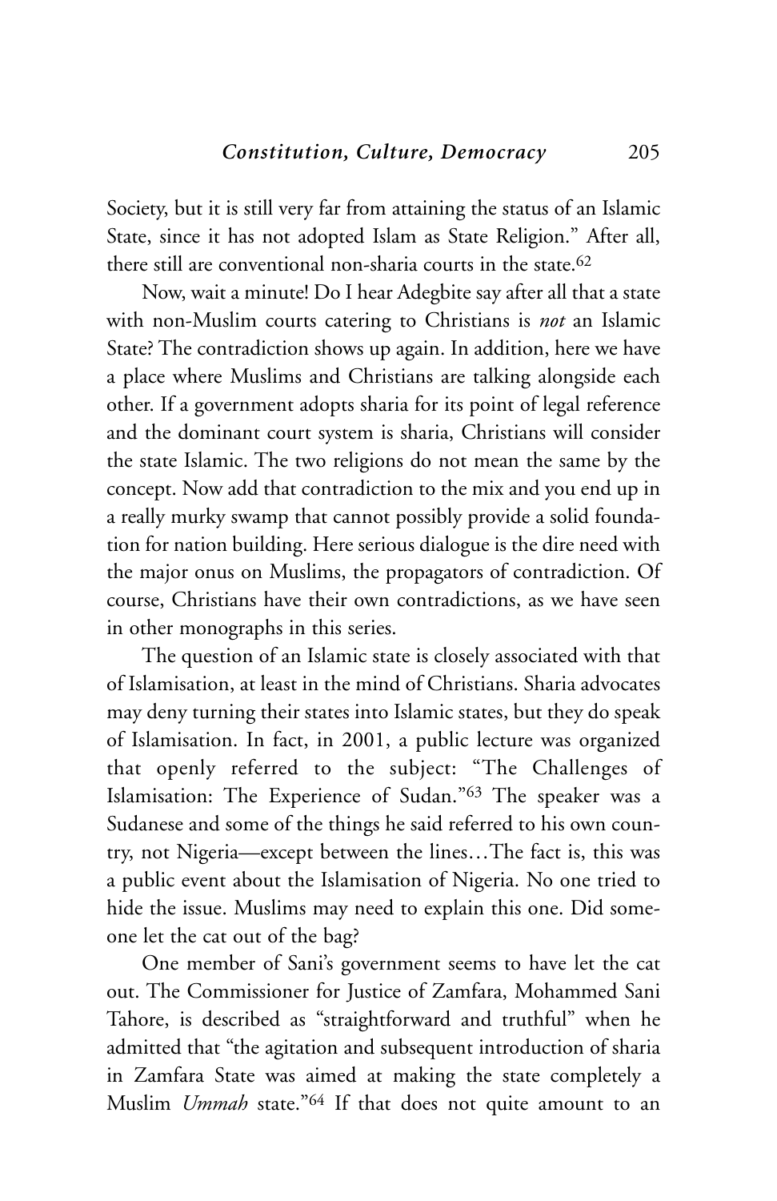Society, but it is still very far from attaining the status of an Islamic State, since it has not adopted Islam as State Religion." After all, there still are conventional non-sharia courts in the state.[62]

Now, wait a minute! Do I hear Adegbite say after all that a state with non-Muslim courts catering to Christians is *not* an Islamic State? The contradiction shows up again. In addition, here we have a place where Muslims and Christians are talking alongside each other. If a government adopts sharia for its point of legal reference and the dominant court system is sharia, Christians will consider the state Islamic. The two religions do not mean the same by the concept. Now add that contradiction to the mix and you end up in a really murky swamp that cannot possibly provide a solid foundation for nation building. Here serious dialogue is the dire need with the major onus on Muslims, the propagators of contradiction. Of course, Christians have their own contradictions, as we have seen in other monographs in this series.

The question of an Islamic state is closely associated with that of Islamisation, at least in the mind of Christians. Sharia advocates may deny turning their states into Islamic states, but they do speak of Islamisation. In fact, in 2001, a public lecture was organized that openly referred to the subject: "The Challenges of Islamisation: The Experience of Sudan."[63] The speaker was a Sudanese and some of the things he said referred to his own country, not Nigeria—except between the lines…The fact is, this was a public event about the Islamisation of Nigeria. No one tried to hide the issue. Muslims may need to explain this one. Did someone let the cat out of the bag?

One member of Sani's government seems to have let the cat out. The Commissioner for Justice of Zamfara, Mohammed Sani Tahore, is described as "straightforward and truthful" when he admitted that "the agitation and subsequent introduction of sharia in Zamfara State was aimed at making the state completely a Muslim *Ummah* state."[64] If that does not quite amount to an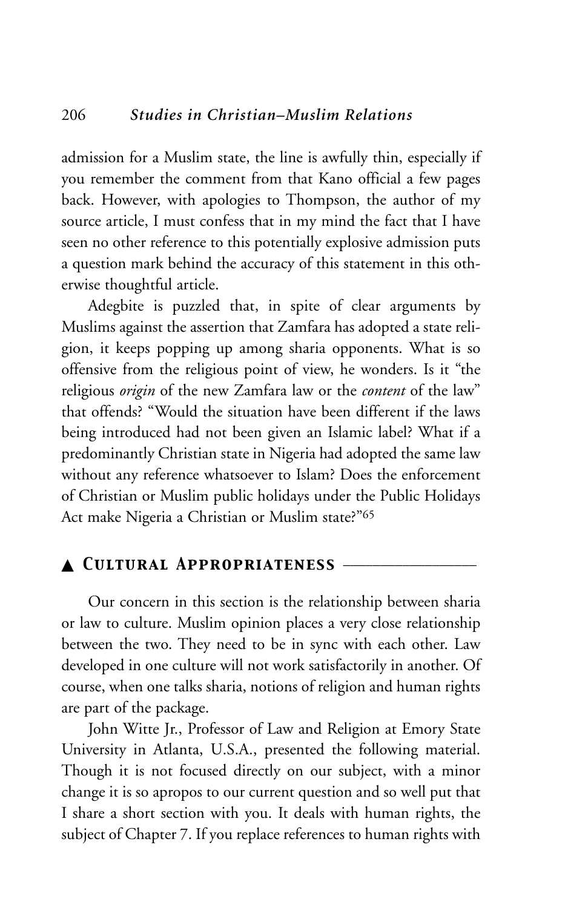admission for a Muslim state, the line is awfully thin, especially if you remember the comment from that Kano official a few pages back. However, with apologies to Thompson, the author of my source article, I must confess that in my mind the fact that I have seen no other reference to this potentially explosive admission puts a question mark behind the accuracy of this statement in this otherwise thoughtful article.

Adegbite is puzzled that, in spite of clear arguments by Muslims against the assertion that Zamfara has adopted a state religion, it keeps popping up among sharia opponents. What is so offensive from the religious point of view, he wonders. Is it "the religious *origin* of the new Zamfara law or the *content* of the law" that offends? "Would the situation have been different if the laws being introduced had not been given an Islamic label? What if a predominantly Christian state in Nigeria had adopted the same law without any reference whatsoever to Islam? Does the enforcement of Christian or Muslim public holidays under the Public Holidays Act make Nigeria a Christian or Muslim state?"[65]

## ▲ Cultural Appropriateness

Our concern in this section is the relationship between sharia or law to culture. Muslim opinion places a very close relationship between the two. They need to be in sync with each other. Law developed in one culture will not work satisfactorily in another. Of course, when one talks sharia, notions of religion and human rights are part of the package.

John Witte Jr., Professor of Law and Religion at Emory State University in Atlanta, U.S.A., presented the following material. Though it is not focused directly on our subject, with a minor change it is so apropos to our current question and so well put that I share a short section with you. It deals with human rights, the subject of Chapter 7. If you replace references to human rights with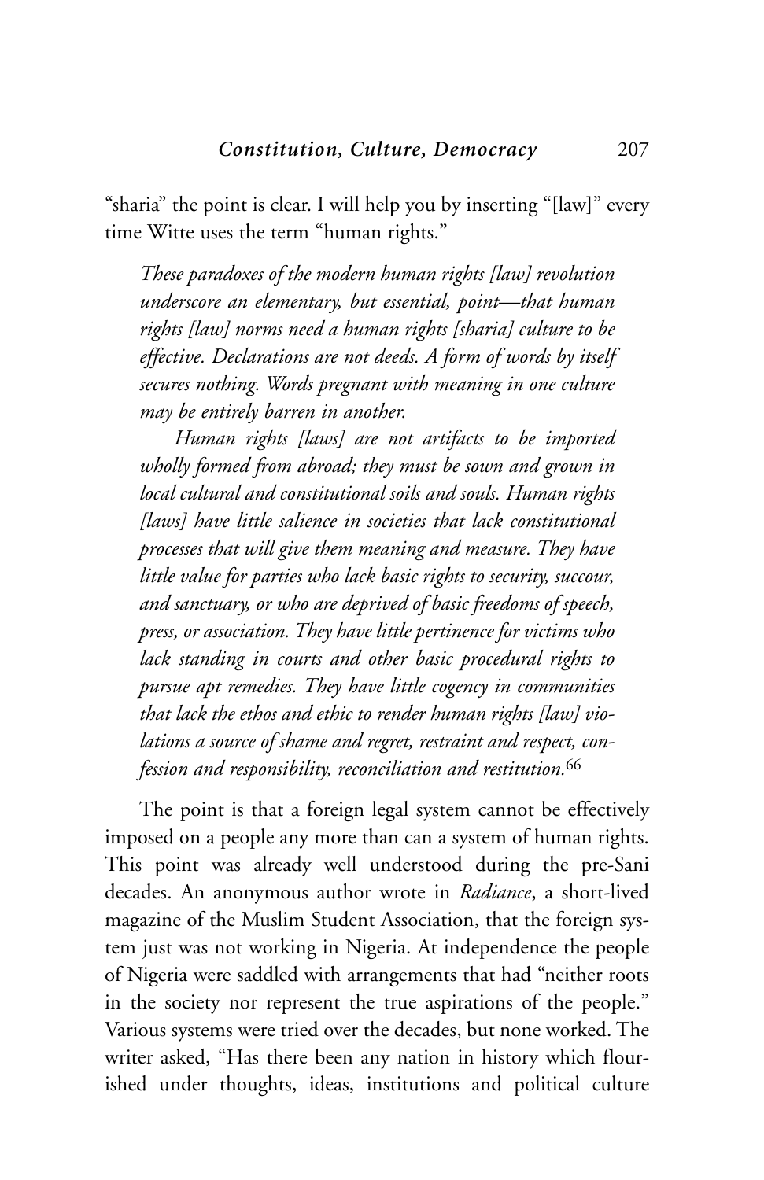"sharia" the point is clear. I will help you by inserting "[law]" every time Witte uses the term "human rights."

> *These paradoxes of the modern human rights [law] revolution underscore an elementary, but essential, point—that human rights [law] norms need a human rights [sharia] culture to be effective. Declarations are not deeds. A form of words by itself secures nothing. Words pregnant with meaning in one culture may be entirely barren in another.*
>
> *Human rights [laws] are not artifacts to be imported wholly formed from abroad; they must be sown and grown in local cultural and constitutional soils and souls. Human rights [laws] have little salience in societies that lack constitutional processes that will give them meaning and measure. They have little value for parties who lack basic rights to security, succour, and sanctuary, or who are deprived of basic freedoms of speech, press, or association. They have little pertinence for victims who lack standing in courts and other basic procedural rights to pursue apt remedies. They have little cogency in communities that lack the ethos and ethic to render human rights [law] violations a source of shame and regret, restraint and respect, confession and responsibility, reconciliation and restitution.*[66]

The point is that a foreign legal system cannot be effectively imposed on a people any more than can a system of human rights. This point was already well understood during the pre-Sani decades. An anonymous author wrote in *Radiance*, a short-lived magazine of the Muslim Student Association, that the foreign system just was not working in Nigeria. At independence the people of Nigeria were saddled with arrangements that had "neither roots in the society nor represent the true aspirations of the people." Various systems were tried over the decades, but none worked. The writer asked, "Has there been any nation in history which flourished under thoughts, ideas, institutions and political culture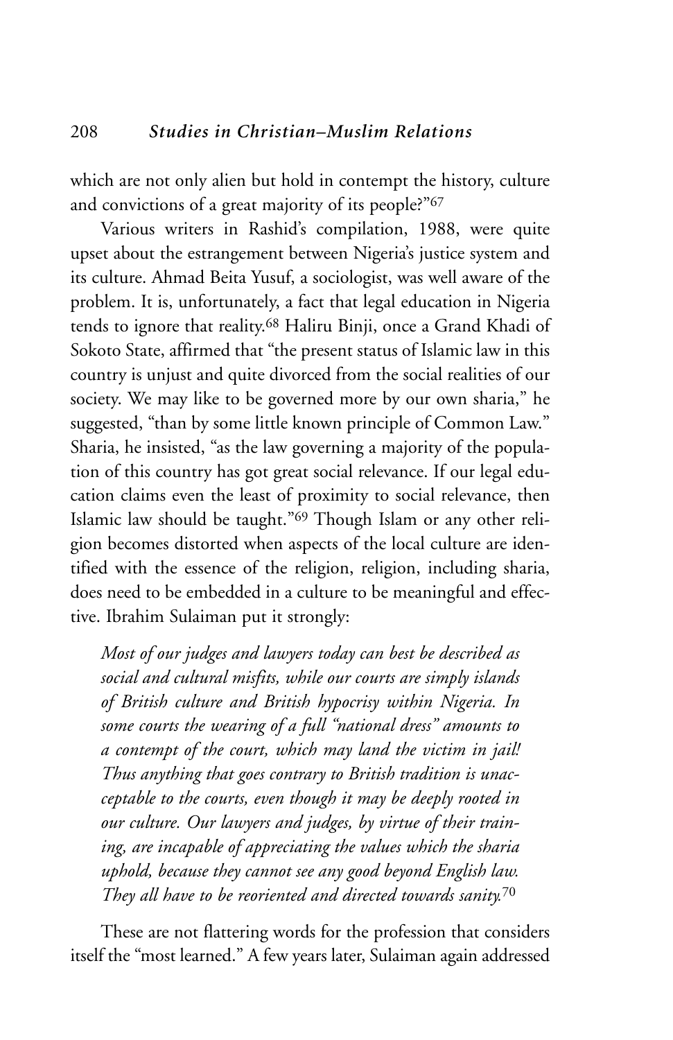which are not only alien but hold in contempt the history, culture and convictions of a great majority of its people?"[67]

Various writers in Rashid's compilation, 1988, were quite upset about the estrangement between Nigeria's justice system and its culture. Ahmad Beita Yusuf, a sociologist, was well aware of the problem. It is, unfortunately, a fact that legal education in Nigeria tends to ignore that reality.[68] Haliru Binji, once a Grand Khadi of Sokoto State, affirmed that "the present status of Islamic law in this country is unjust and quite divorced from the social realities of our society. We may like to be governed more by our own sharia," he suggested, "than by some little known principle of Common Law." Sharia, he insisted, "as the law governing a majority of the population of this country has got great social relevance. If our legal education claims even the least of proximity to social relevance, then Islamic law should be taught."[69] Though Islam or any other religion becomes distorted when aspects of the local culture are identified with the essence of the religion, religion, including sharia, does need to be embedded in a culture to be meaningful and effective. Ibrahim Sulaiman put it strongly:

> *Most of our judges and lawyers today can best be described as social and cultural misfits, while our courts are simply islands of British culture and British hypocrisy within Nigeria. In some courts the wearing of a full "national dress" amounts to a contempt of the court, which may land the victim in jail! Thus anything that goes contrary to British tradition is unacceptable to the courts, even though it may be deeply rooted in our culture. Our lawyers and judges, by virtue of their training, are incapable of appreciating the values which the sharia uphold, because they cannot see any good beyond English law. They all have to be reoriented and directed towards sanity.*[70]

These are not flattering words for the profession that considers itself the "most learned." A few years later, Sulaiman again addressed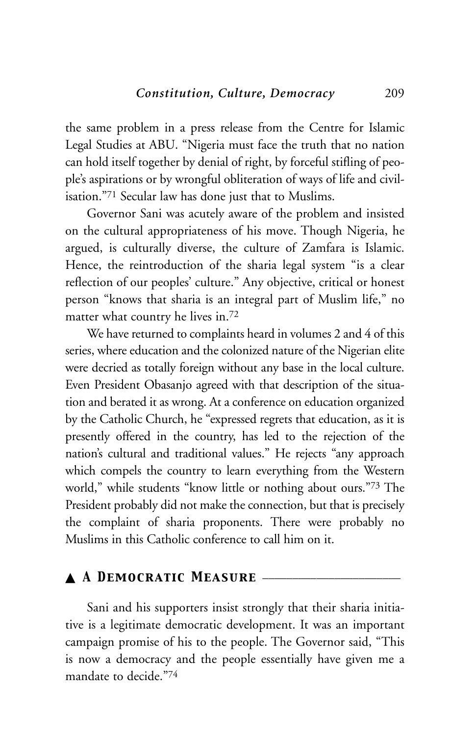the same problem in a press release from the Centre for Islamic Legal Studies at ABU. "Nigeria must face the truth that no nation can hold itself together by denial of right, by forceful stifling of people's aspirations or by wrongful obliteration of ways of life and civilisation."[71] Secular law has done just that to Muslims.

Governor Sani was acutely aware of the problem and insisted on the cultural appropriateness of his move. Though Nigeria, he argued, is culturally diverse, the culture of Zamfara is Islamic. Hence, the reintroduction of the sharia legal system "is a clear reflection of our peoples' culture." Any objective, critical or honest person "knows that sharia is an integral part of Muslim life," no matter what country he lives in.[72]

We have returned to complaints heard in volumes 2 and 4 of this series, where education and the colonized nature of the Nigerian elite were decried as totally foreign without any base in the local culture. Even President Obasanjo agreed with that description of the situation and berated it as wrong. At a conference on education organized by the Catholic Church, he "expressed regrets that education, as it is presently offered in the country, has led to the rejection of the nation's cultural and traditional values." He rejects "any approach which compels the country to learn everything from the Western world," while students "know little or nothing about ours."[73] The President probably did not make the connection, but that is precisely the complaint of sharia proponents. There were probably no Muslims in this Catholic conference to call him on it.

## ▲ A Democratic Measure

Sani and his supporters insist strongly that their sharia initiative is a legitimate democratic development. It was an important campaign promise of his to the people. The Governor said, "This is now a democracy and the people essentially have given me a mandate to decide."[74]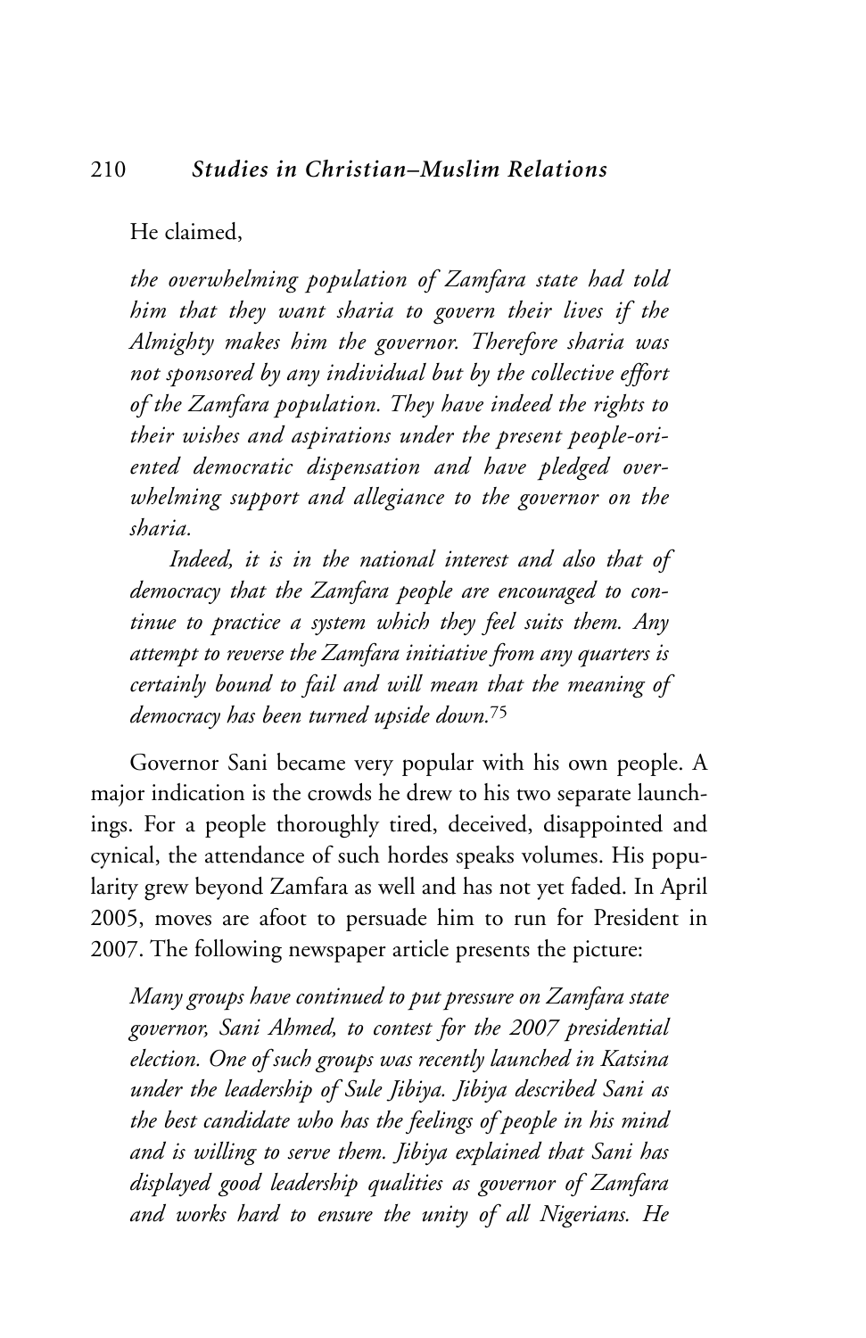He claimed,

*the overwhelming population of Zamfara state had told him that they want sharia to govern their lives if the Almighty makes him the governor. Therefore sharia was not sponsored by any individual but by the collective effort of the Zamfara population. They have indeed the rights to their wishes and aspirations under the present people-oriented democratic dispensation and have pledged overwhelming support and allegiance to the governor on the sharia.*

*Indeed, it is in the national interest and also that of democracy that the Zamfara people are encouraged to continue to practice a system which they feel suits them. Any attempt to reverse the Zamfara initiative from any quarters is certainly bound to fail and will mean that the meaning of democracy has been turned upside down.*[75]

Governor Sani became very popular with his own people. A major indication is the crowds he drew to his two separate launchings. For a people thoroughly tired, deceived, disappointed and cynical, the attendance of such hordes speaks volumes. His popularity grew beyond Zamfara as well and has not yet faded. In April 2005, moves are afoot to persuade him to run for President in 2007. The following newspaper article presents the picture:

*Many groups have continued to put pressure on Zamfara state governor, Sani Ahmed, to contest for the 2007 presidential election. One of such groups was recently launched in Katsina under the leadership of Sule Jibiya. Jibiya described Sani as the best candidate who has the feelings of people in his mind and is willing to serve them. Jibiya explained that Sani has displayed good leadership qualities as governor of Zamfara and works hard to ensure the unity of all Nigerians. He*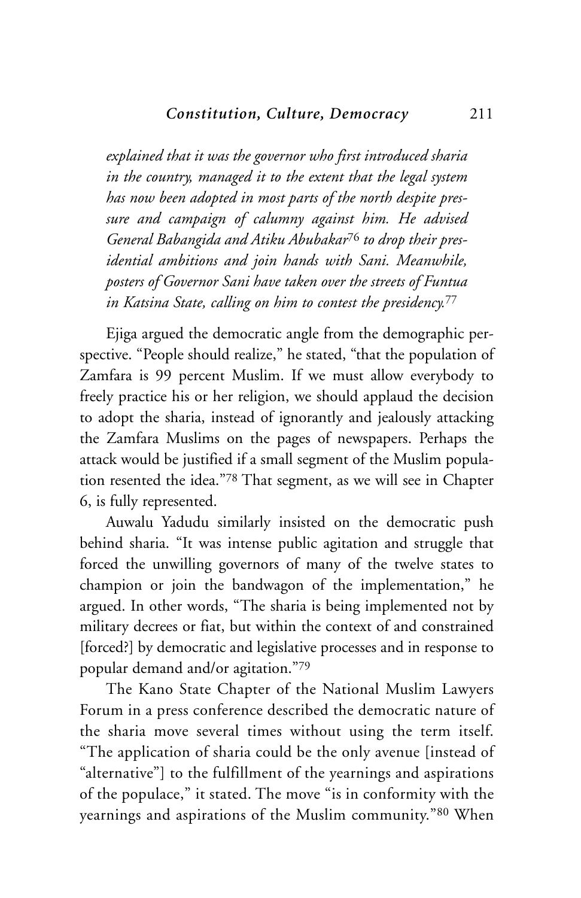*explained that it was the governor who first introduced sharia in the country, managed it to the extent that the legal system has now been adopted in most parts of the north despite pressure and campaign of calumny against him. He advised General Babangida and Atiku Abubakar*[76] *to drop their presidential ambitions and join hands with Sani. Meanwhile, posters of Governor Sani have taken over the streets of Funtua in Katsina State, calling on him to contest the presidency.*[77]

Ejiga argued the democratic angle from the demographic perspective. "People should realize," he stated, "that the population of Zamfara is 99 percent Muslim. If we must allow everybody to freely practice his or her religion, we should applaud the decision to adopt the sharia, instead of ignorantly and jealously attacking the Zamfara Muslims on the pages of newspapers. Perhaps the attack would be justified if a small segment of the Muslim population resented the idea."[78] That segment, as we will see in Chapter 6, is fully represented.

Auwalu Yadudu similarly insisted on the democratic push behind sharia. "It was intense public agitation and struggle that forced the unwilling governors of many of the twelve states to champion or join the bandwagon of the implementation," he argued. In other words, "The sharia is being implemented not by military decrees or fiat, but within the context of and constrained [forced?] by democratic and legislative processes and in response to popular demand and/or agitation."[79]

The Kano State Chapter of the National Muslim Lawyers Forum in a press conference described the democratic nature of the sharia move several times without using the term itself. "The application of sharia could be the only avenue [instead of "alternative"] to the fulfillment of the yearnings and aspirations of the populace," it stated. The move "is in conformity with the yearnings and aspirations of the Muslim community."[80] When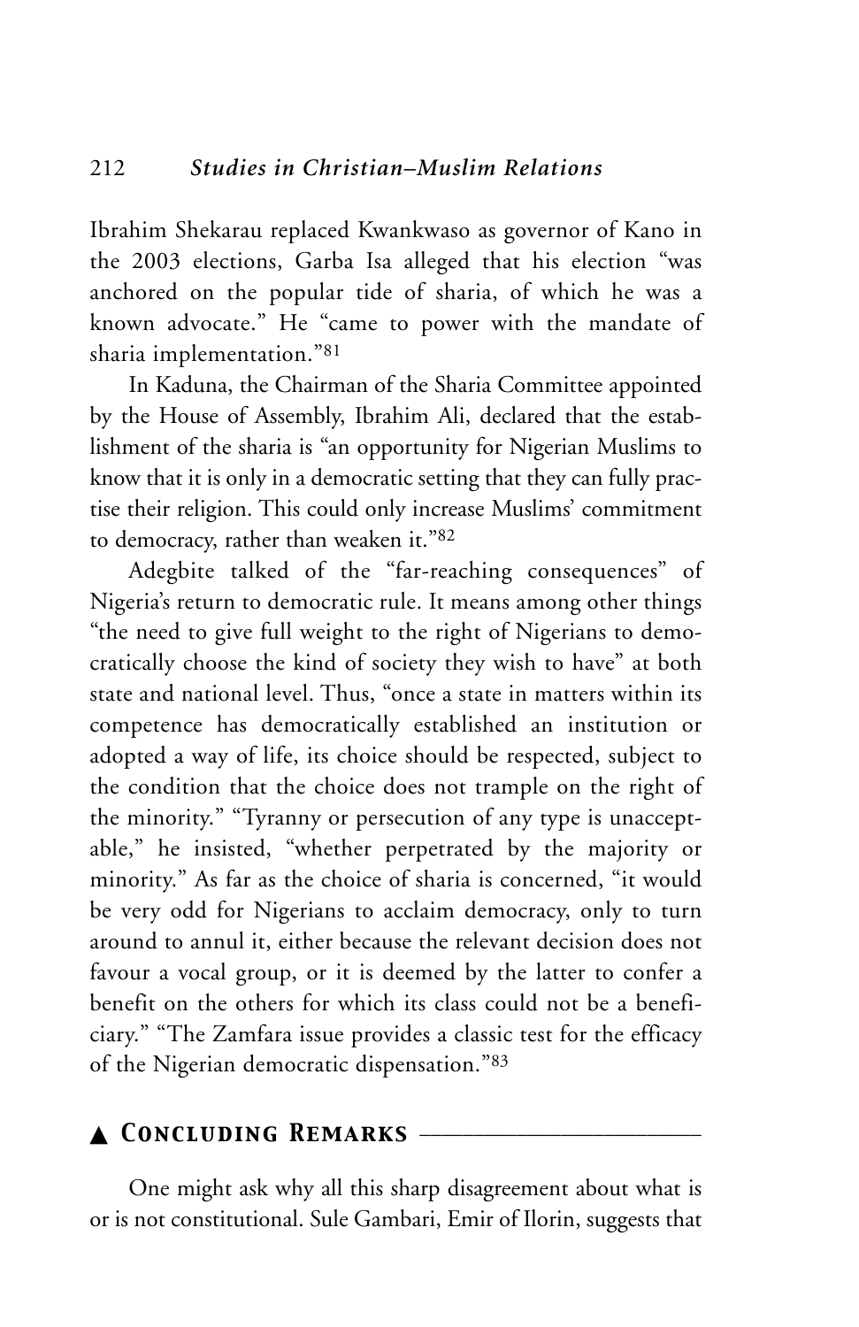Ibrahim Shekarau replaced Kwankwaso as governor of Kano in the 2003 elections, Garba Isa alleged that his election "was anchored on the popular tide of sharia, of which he was a known advocate." He "came to power with the mandate of sharia implementation."[81]

In Kaduna, the Chairman of the Sharia Committee appointed by the House of Assembly, Ibrahim Ali, declared that the establishment of the sharia is "an opportunity for Nigerian Muslims to know that it is only in a democratic setting that they can fully practise their religion. This could only increase Muslims' commitment to democracy, rather than weaken it."[82]

Adegbite talked of the "far-reaching consequences" of Nigeria's return to democratic rule. It means among other things "the need to give full weight to the right of Nigerians to democratically choose the kind of society they wish to have" at both state and national level. Thus, "once a state in matters within its competence has democratically established an institution or adopted a way of life, its choice should be respected, subject to the condition that the choice does not trample on the right of the minority." "Tyranny or persecution of any type is unacceptable," he insisted, "whether perpetrated by the majority or minority." As far as the choice of sharia is concerned, "it would be very odd for Nigerians to acclaim democracy, only to turn around to annul it, either because the relevant decision does not favour a vocal group, or it is deemed by the latter to confer a benefit on the others for which its class could not be a beneficiary." "The Zamfara issue provides a classic test for the efficacy of the Nigerian democratic dispensation."[83]

## ▲ Concluding Remarks

One might ask why all this sharp disagreement about what is or is not constitutional. Sule Gambari, Emir of Ilorin, suggests that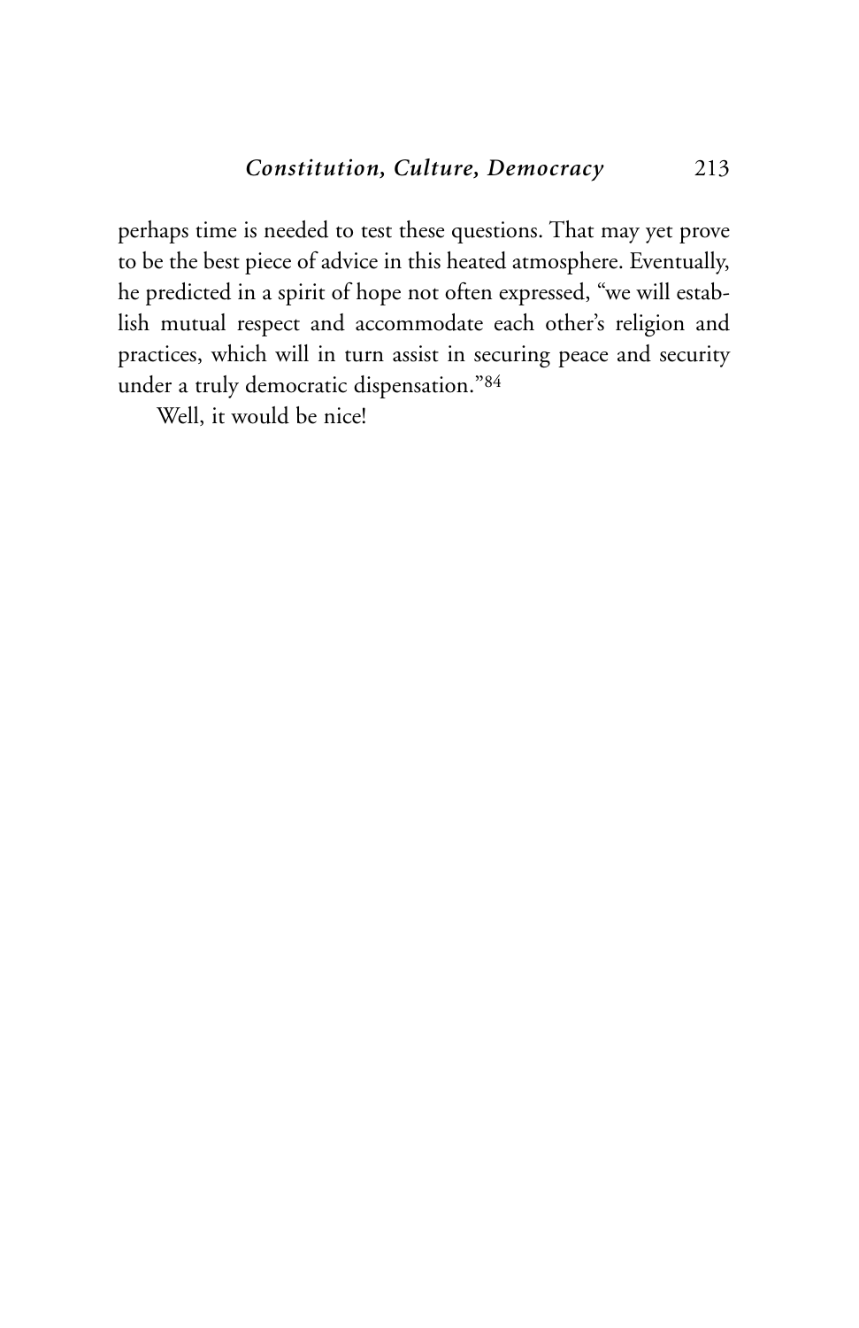perhaps time is needed to test these questions. That may yet prove to be the best piece of advice in this heated atmosphere. Eventually, he predicted in a spirit of hope not often expressed, "we will establish mutual respect and accommodate each other's religion and practices, which will in turn assist in securing peace and security under a truly democratic dispensation."[84]

Well, it would be nice!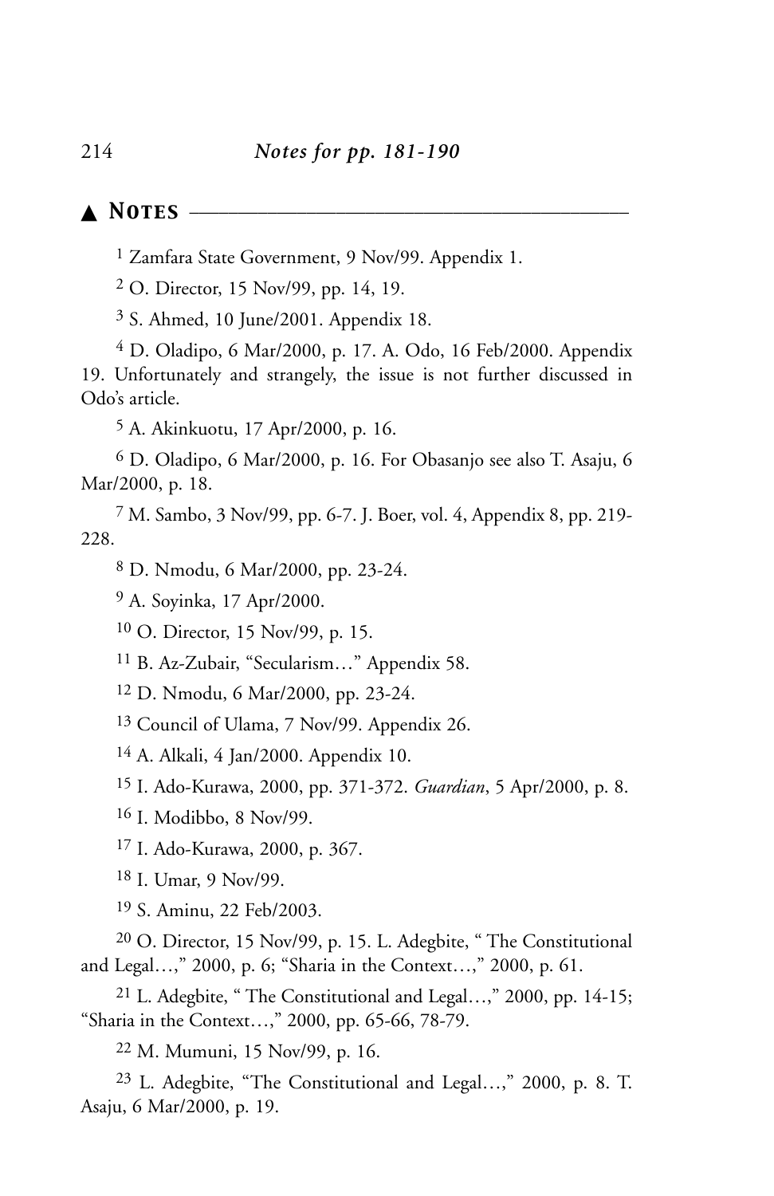## ▲ NOTES

[1] Zamfara State Government, 9 Nov/99. Appendix 1.

[2] O. Director, 15 Nov/99, pp. 14, 19.

[3] S. Ahmed, 10 June/2001. Appendix 18.

[4] D. Oladipo, 6 Mar/2000, p. 17. A. Odo, 16 Feb/2000. Appendix 19. Unfortunately and strangely, the issue is not further discussed in Odo's article.

[5] A. Akinkuotu, 17 Apr/2000, p. 16.

[6] D. Oladipo, 6 Mar/2000, p. 16. For Obasanjo see also T. Asaju, 6 Mar/2000, p. 18.

[7] M. Sambo, 3 Nov/99, pp. 6-7. J. Boer, vol. 4, Appendix 8, pp. 219-228.

[8] D. Nmodu, 6 Mar/2000, pp. 23-24.

[9] A. Soyinka, 17 Apr/2000.

[10] O. Director, 15 Nov/99, p. 15.

[11] B. Az-Zubair, "Secularism…" Appendix 58.

[12] D. Nmodu, 6 Mar/2000, pp. 23-24.

[13] Council of Ulama, 7 Nov/99. Appendix 26.

[14] A. Alkali, 4 Jan/2000. Appendix 10.

[15] I. Ado-Kurawa, 2000, pp. 371-372. *Guardian*, 5 Apr/2000, p. 8.

[16] I. Modibbo, 8 Nov/99.

[17] I. Ado-Kurawa, 2000, p. 367.

[18] I. Umar, 9 Nov/99.

[19] S. Aminu, 22 Feb/2003.

[20] O. Director, 15 Nov/99, p. 15. L. Adegbite, " The Constitutional and Legal…," 2000, p. 6; "Sharia in the Context…," 2000, p. 61.

[21] L. Adegbite, " The Constitutional and Legal…," 2000, pp. 14-15; "Sharia in the Context…," 2000, pp. 65-66, 78-79.

[22] M. Mumuni, 15 Nov/99, p. 16.

[23] L. Adegbite, "The Constitutional and Legal…," 2000, p. 8. T. Asaju, 6 Mar/2000, p. 19.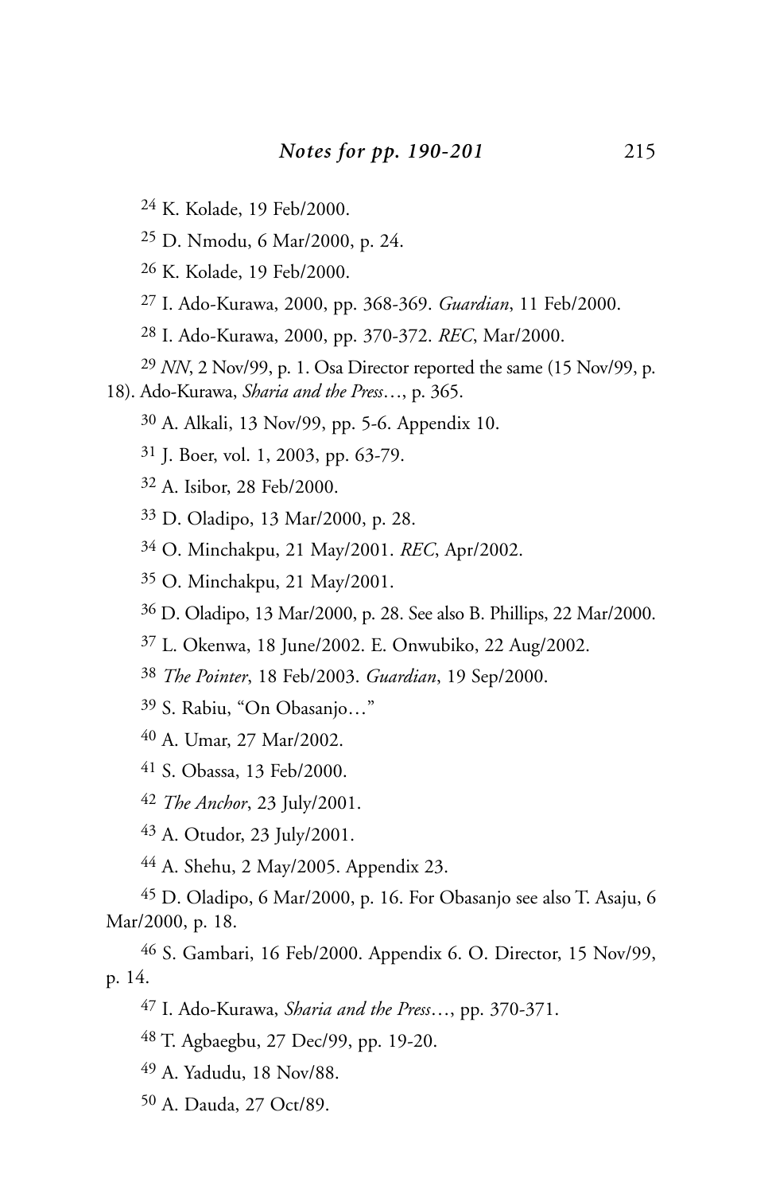[24] K. Kolade, 19 Feb/2000.

[25] D. Nmodu, 6 Mar/2000, p. 24.

[26] K. Kolade, 19 Feb/2000.

[27] I. Ado-Kurawa, 2000, pp. 368-369. *Guardian*, 11 Feb/2000.

[28] I. Ado-Kurawa, 2000, pp. 370-372. *REC*, Mar/2000.

[29] *NN*, 2 Nov/99, p. 1. Osa Director reported the same (15 Nov/99, p. 18). Ado-Kurawa, *Sharia and the Press*…, p. 365.

[30] A. Alkali, 13 Nov/99, pp. 5-6. Appendix 10.

[31] J. Boer, vol. 1, 2003, pp. 63-79.

[32] A. Isibor, 28 Feb/2000.

[33] D. Oladipo, 13 Mar/2000, p. 28.

[34] O. Minchakpu, 21 May/2001. *REC*, Apr/2002.

[35] O. Minchakpu, 21 May/2001.

[36] D. Oladipo, 13 Mar/2000, p. 28. See also B. Phillips, 22 Mar/2000.

[37] L. Okenwa, 18 June/2002. E. Onwubiko, 22 Aug/2002.

[38] *The Pointer*, 18 Feb/2003. *Guardian*, 19 Sep/2000.

[39] S. Rabiu, "On Obasanjo…"

[40] A. Umar, 27 Mar/2002.

[41] S. Obassa, 13 Feb/2000.

[42] *The Anchor*, 23 July/2001.

[43] A. Otudor, 23 July/2001.

[44] A. Shehu, 2 May/2005. Appendix 23.

[45] D. Oladipo, 6 Mar/2000, p. 16. For Obasanjo see also T. Asaju, 6 Mar/2000, p. 18.

[46] S. Gambari, 16 Feb/2000. Appendix 6. O. Director, 15 Nov/99, p. 14.

[47] I. Ado-Kurawa, *Sharia and the Press*…, pp. 370-371.

[48] T. Agbaegbu, 27 Dec/99, pp. 19-20.

[49] A. Yadudu, 18 Nov/88.

[50] A. Dauda, 27 Oct/89.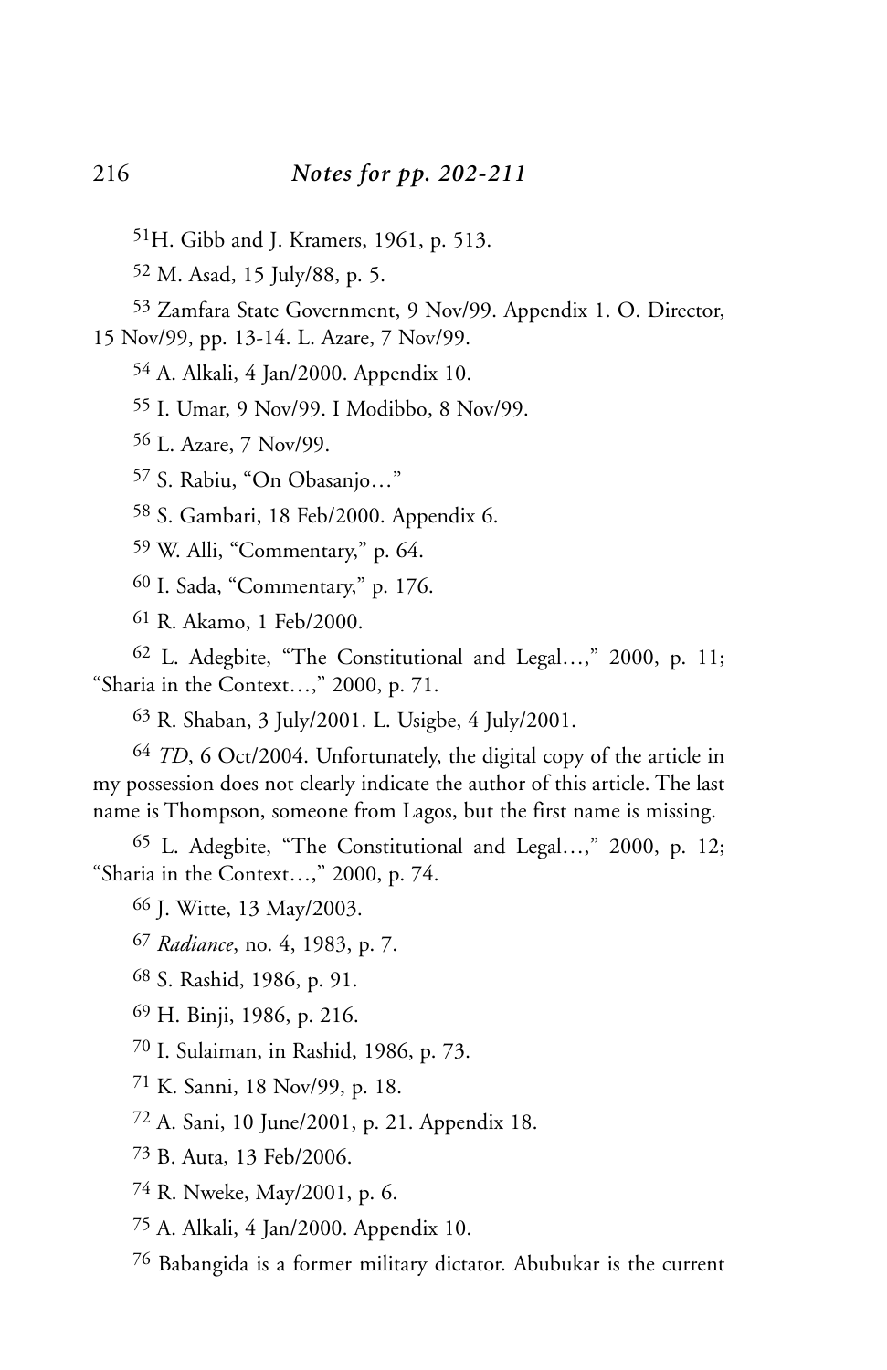[51]H. Gibb and J. Kramers, 1961, p. 513.

[52] M. Asad, 15 July/88, p. 5.

[53] Zamfara State Government, 9 Nov/99. Appendix 1. O. Director, 15 Nov/99, pp. 13-14. L. Azare, 7 Nov/99.

[54] A. Alkali, 4 Jan/2000. Appendix 10.

[55] I. Umar, 9 Nov/99. I Modibbo, 8 Nov/99.

[56] L. Azare, 7 Nov/99.

[57] S. Rabiu, "On Obasanjo…"

[58] S. Gambari, 18 Feb/2000. Appendix 6.

[59] W. Alli, "Commentary," p. 64.

[60] I. Sada, "Commentary," p. 176.

[61] R. Akamo, 1 Feb/2000.

[62] L. Adegbite, "The Constitutional and Legal…," 2000, p. 11; "Sharia in the Context…," 2000, p. 71.

[63] R. Shaban, 3 July/2001. L. Usigbe, 4 July/2001.

[64] *TD*, 6 Oct/2004. Unfortunately, the digital copy of the article in my possession does not clearly indicate the author of this article. The last name is Thompson, someone from Lagos, but the first name is missing.

[65] L. Adegbite, "The Constitutional and Legal…," 2000, p. 12; "Sharia in the Context…," 2000, p. 74.

[66] J. Witte, 13 May/2003.

[67] *Radiance*, no. 4, 1983, p. 7.

[68] S. Rashid, 1986, p. 91.

[69] H. Binji, 1986, p. 216.

[70] I. Sulaiman, in Rashid, 1986, p. 73.

[71] K. Sanni, 18 Nov/99, p. 18.

[72] A. Sani, 10 June/2001, p. 21. Appendix 18.

[73] B. Auta, 13 Feb/2006.

[74] R. Nweke, May/2001, p. 6.

[75] A. Alkali, 4 Jan/2000. Appendix 10.

[76] Babangida is a former military dictator. Abubukar is the current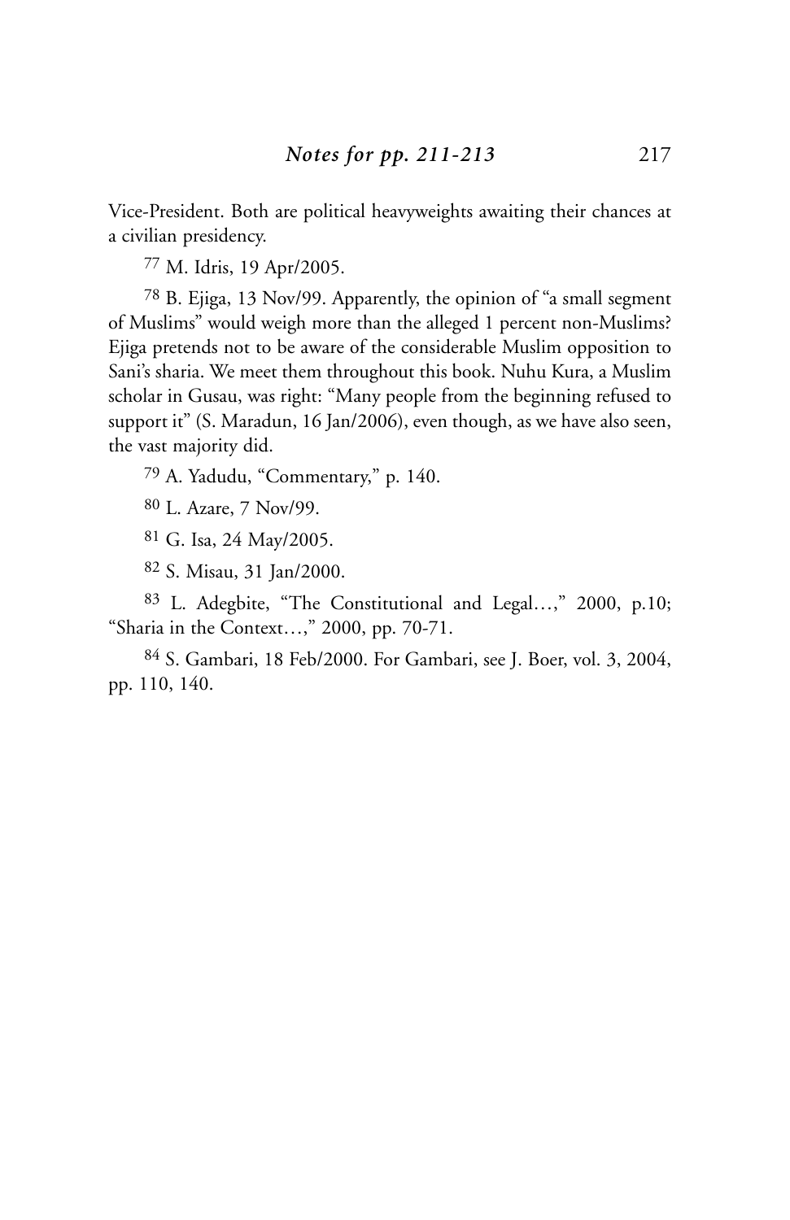Vice-President. Both are political heavyweights awaiting their chances at a civilian presidency.

[77] M. Idris, 19 Apr/2005.

[78] B. Ejiga, 13 Nov/99. Apparently, the opinion of "a small segment of Muslims" would weigh more than the alleged 1 percent non-Muslims? Ejiga pretends not to be aware of the considerable Muslim opposition to Sani's sharia. We meet them throughout this book. Nuhu Kura, a Muslim scholar in Gusau, was right: "Many people from the beginning refused to support it" (S. Maradun, 16 Jan/2006), even though, as we have also seen, the vast majority did.

[79] A. Yadudu, "Commentary," p. 140.

[80] L. Azare, 7 Nov/99.

[81] G. Isa, 24 May/2005.

[82] S. Misau, 31 Jan/2000.

[83] L. Adegbite, "The Constitutional and Legal…," 2000, p.10; "Sharia in the Context…," 2000, pp. 70-71.

[84] S. Gambari, 18 Feb/2000. For Gambari, see J. Boer, vol. 3, 2004, pp. 110, 140.